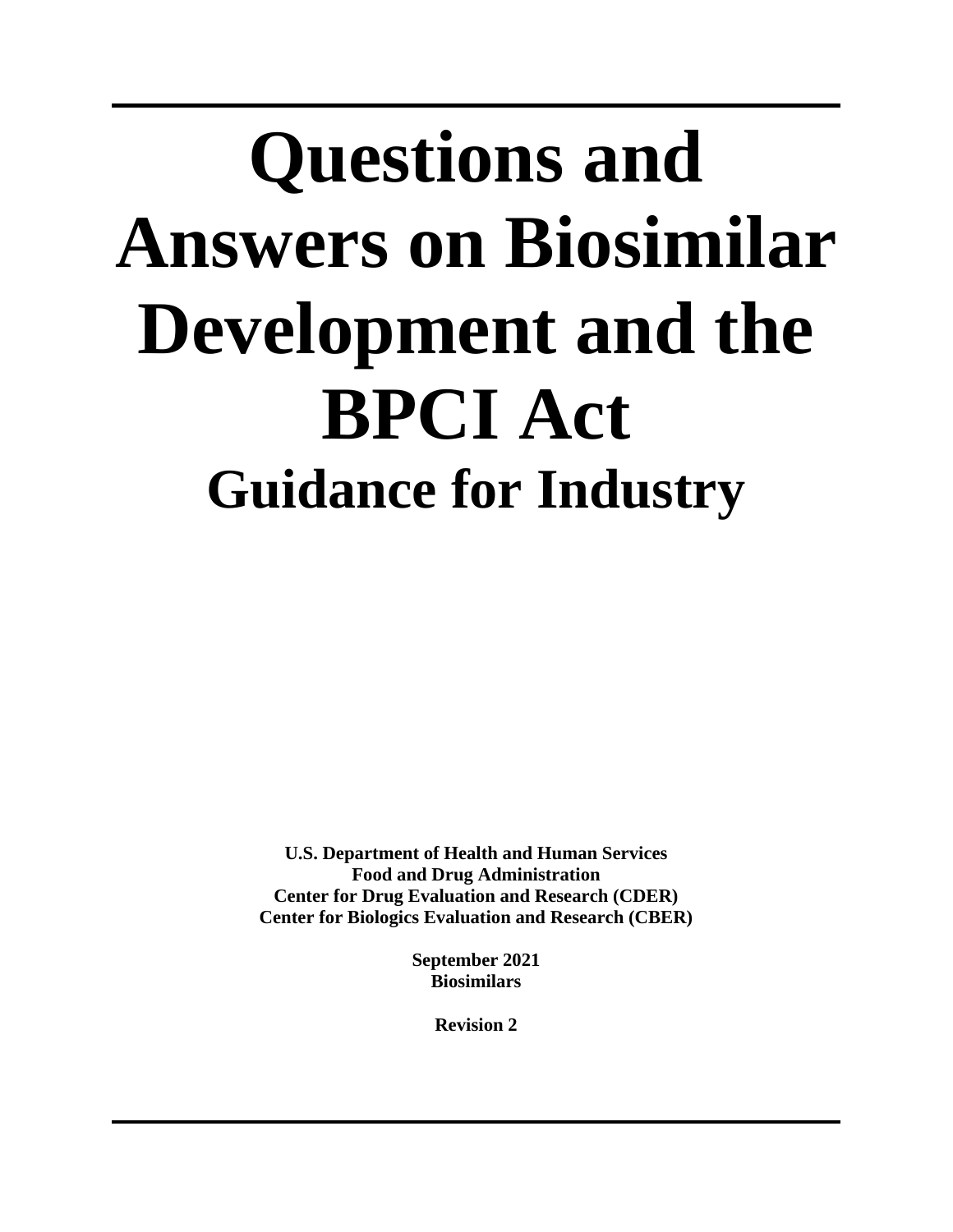# Questions and Answers on Biosimilar Development and the BPCI Act

## Guidance for Industry

**U.S. Department of Health and Human Services**
**Food and Drug Administration**
**Center for Drug Evaluation and Research (CDER)**
**Center for Biologics Evaluation and Research (CBER)**

**September 2021**
**Biosimilars**

**Revision 2**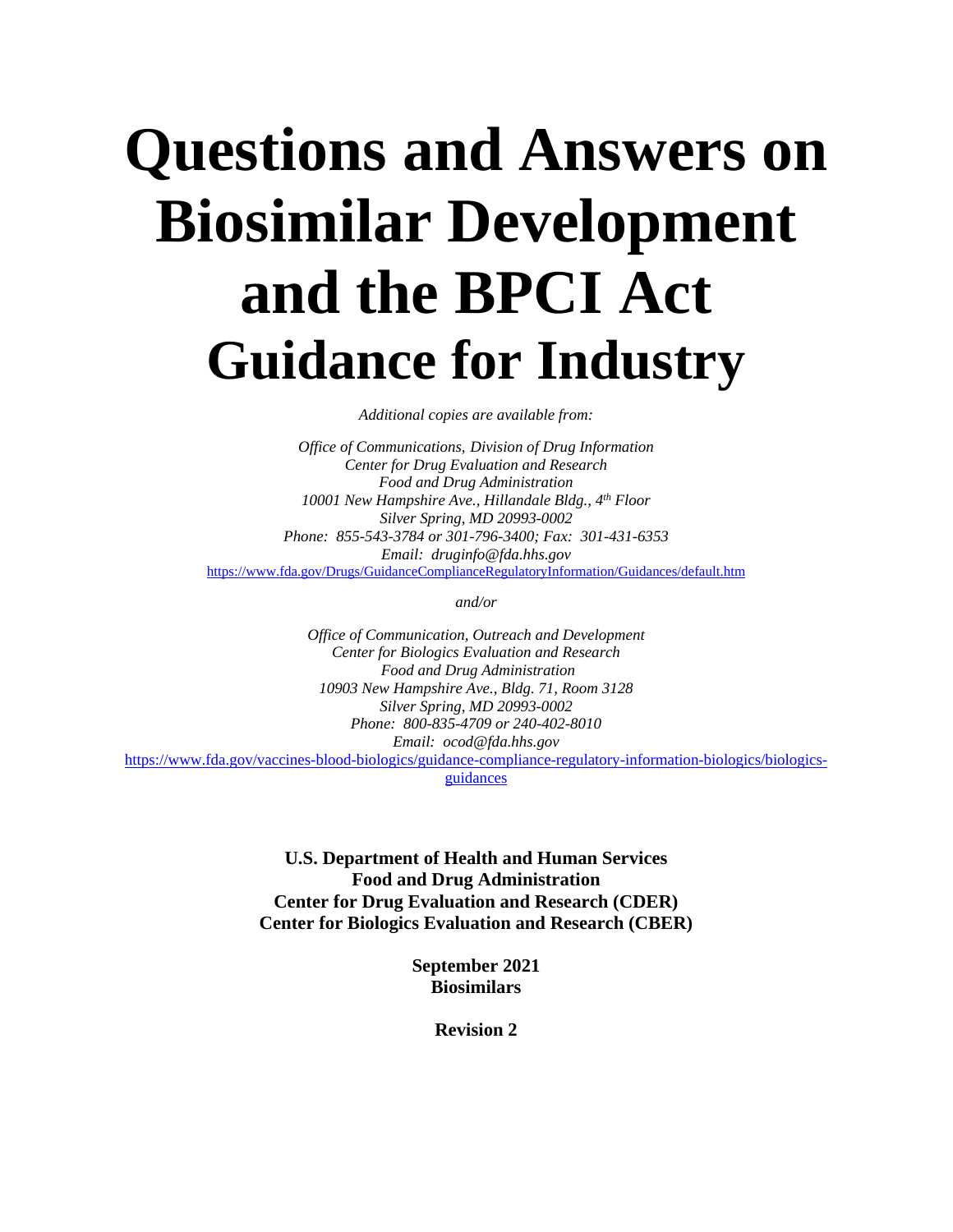# Questions and Answers on Biosimilar Development and the BPCI Act Guidance for Industry

*Additional copies are available from:*

*Office of Communications, Division of Drug Information*
*Center for Drug Evaluation and Research*
*Food and Drug Administration*
*10001 New Hampshire Ave., Hillandale Bldg., 4th Floor*
*Silver Spring, MD 20993-0002*
*Phone: 855-543-3784 or 301-796-3400; Fax: 301-431-6353*
*Email: druginfo@fda.hhs.gov*
https://www.fda.gov/Drugs/GuidanceComplianceRegulatoryInformation/Guidances/default.htm

*and/or*

*Office of Communication, Outreach and Development*
*Center for Biologics Evaluation and Research*
*Food and Drug Administration*
*10903 New Hampshire Ave., Bldg. 71, Room 3128*
*Silver Spring, MD 20993-0002*
*Phone: 800-835-4709 or 240-402-8010*
*Email: ocod@fda.hhs.gov*
https://www.fda.gov/vaccines-blood-biologics/guidance-compliance-regulatory-information-biologics/biologics-guidances

**U.S. Department of Health and Human Services**
**Food and Drug Administration**
**Center for Drug Evaluation and Research (CDER)**
**Center for Biologics Evaluation and Research (CBER)**

**September 2021**
**Biosimilars**

**Revision 2**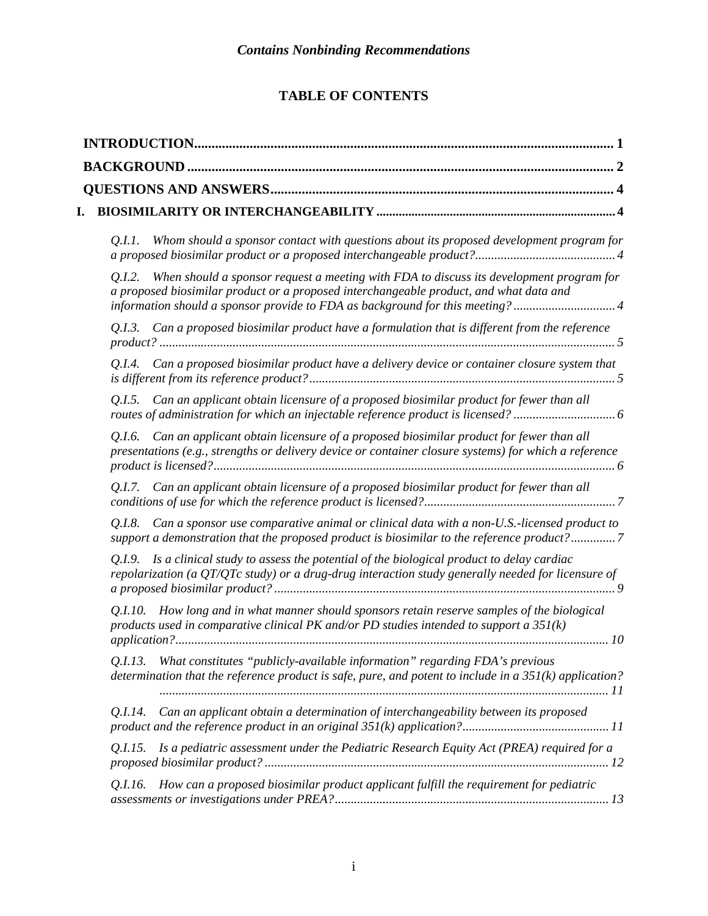*Contains Nonbinding Recommendations*

# TABLE OF CONTENTS

**INTRODUCTION** ........................................................................................................................ **1**

**BACKGROUND** ........................................................................................................................ **2**

**QUESTIONS AND ANSWERS** .................................................................................................. **4**

**I. BIOSIMILARITY OR INTERCHANGEABILITY** ........................................................................ **4**

*Q.I.1. Whom should a sponsor contact with questions about its proposed development program for a proposed biosimilar product or a proposed interchangeable product?* ........................................... *4*

*Q.I.2. When should a sponsor request a meeting with FDA to discuss its development program for a proposed biosimilar product or a proposed interchangeable product, and what data and information should a sponsor provide to FDA as background for this meeting?* ................................ *4*

*Q.I.3. Can a proposed biosimilar product have a formulation that is different from the reference product?* ........................................................................................................................................... *5*

*Q.I.4. Can a proposed biosimilar product have a delivery device or container closure system that is different from its reference product?* .............................................................................................. *5*

*Q.I.5. Can an applicant obtain licensure of a proposed biosimilar product for fewer than all routes of administration for which an injectable reference product is licensed?* ................................ *6*

*Q.I.6. Can an applicant obtain licensure of a proposed biosimilar product for fewer than all presentations (e.g., strengths or delivery device or container closure systems) for which a reference product is licensed?* ............................................................................................................................ *6*

*Q.I.7. Can an applicant obtain licensure of a proposed biosimilar product for fewer than all conditions of use for which the reference product is licensed?* ........................................................... *7*

*Q.I.8. Can a sponsor use comparative animal or clinical data with a non-U.S.-licensed product to support a demonstration that the proposed product is biosimilar to the reference product?* .............. *7*

*Q.I.9. Is a clinical study to assess the potential of the biological product to delay cardiac repolarization (a QT/QTc study) or a drug-drug interaction study generally needed for licensure of a proposed biosimilar product?* ........................................................................................................... *9*

*Q.I.10. How long and in what manner should sponsors retain reserve samples of the biological products used in comparative clinical PK and/or PD studies intended to support a 351(k) application?* ...................................................................................................................................... *10*

*Q.I.13. What constitutes "publicly-available information" regarding FDA's previous determination that the reference product is safe, pure, and potent to include in a 351(k) application?* ........................................................................................................................................... *11*

*Q.I.14. Can an applicant obtain a determination of interchangeability between its proposed product and the reference product in an original 351(k) application?* ............................................. *11*

*Q.I.15. Is a pediatric assessment under the Pediatric Research Equity Act (PREA) required for a proposed biosimilar product?* ........................................................................................................... *12*

*Q.I.16. How can a proposed biosimilar product applicant fulfill the requirement for pediatric assessments or investigations under PREA?* ..................................................................................... *13*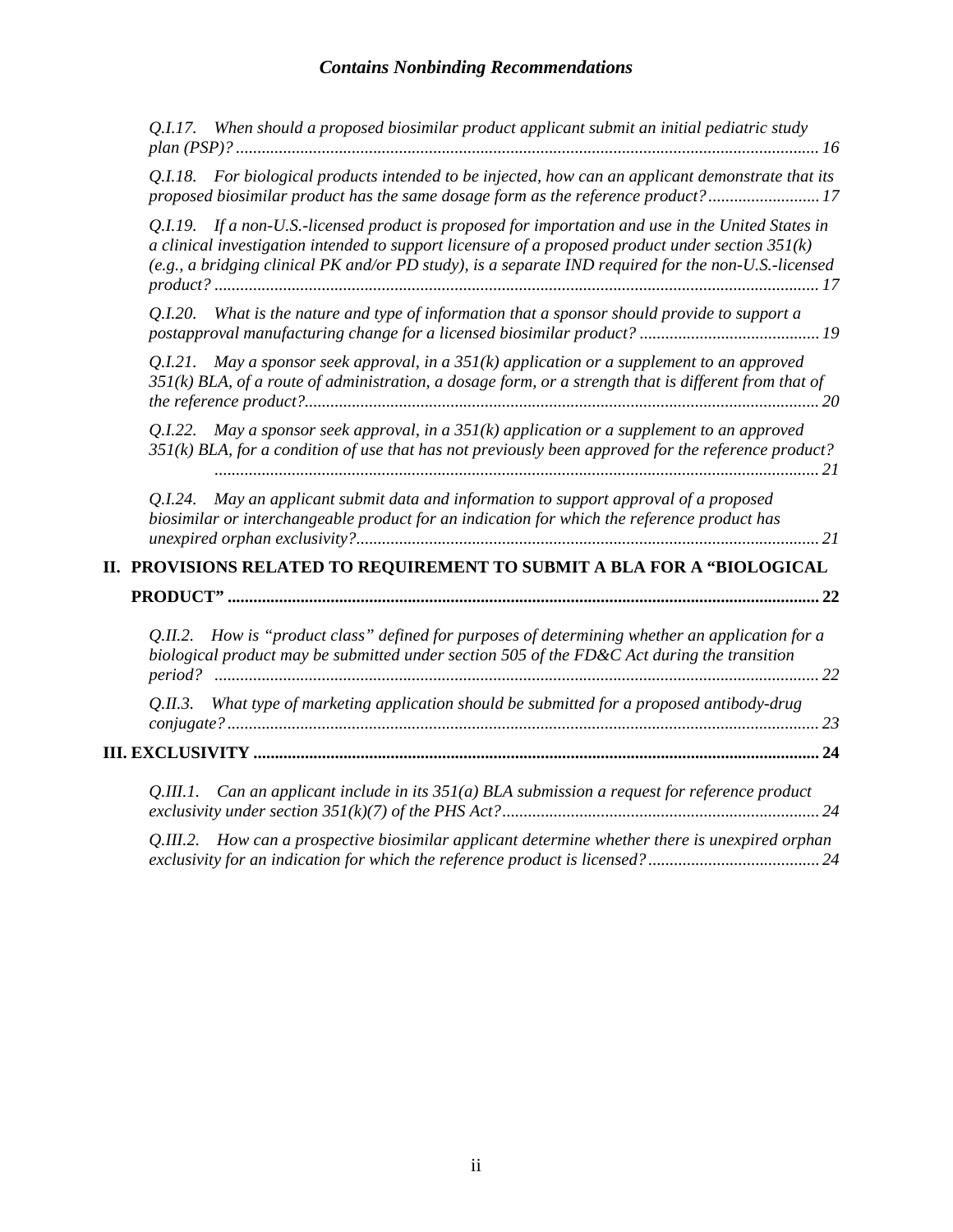*Q.I.17. When should a proposed biosimilar product applicant submit an initial pediatric study plan (PSP)? ..... 16*

*Q.I.18. For biological products intended to be injected, how can an applicant demonstrate that its proposed biosimilar product has the same dosage form as the reference product? ..... 17*

*Q.I.19. If a non-U.S.-licensed product is proposed for importation and use in the United States in a clinical investigation intended to support licensure of a proposed product under section 351(k) (e.g., a bridging clinical PK and/or PD study), is a separate IND required for the non-U.S.-licensed product? ..... 17*

*Q.I.20. What is the nature and type of information that a sponsor should provide to support a postapproval manufacturing change for a licensed biosimilar product? ..... 19*

*Q.I.21. May a sponsor seek approval, in a 351(k) application or a supplement to an approved 351(k) BLA, of a route of administration, a dosage form, or a strength that is different from that of the reference product? ..... 20*

*Q.I.22. May a sponsor seek approval, in a 351(k) application or a supplement to an approved 351(k) BLA, for a condition of use that has not previously been approved for the reference product? ..... 21*

*Q.I.24. May an applicant submit data and information to support approval of a proposed biosimilar or interchangeable product for an indication for which the reference product has unexpired orphan exclusivity? ..... 21*

**II. PROVISIONS RELATED TO REQUIREMENT TO SUBMIT A BLA FOR A "BIOLOGICAL PRODUCT" ..... 22**

*Q.II.2. How is "product class" defined for purposes of determining whether an application for a biological product may be submitted under section 505 of the FD&C Act during the transition period? ..... 22*

*Q.II.3. What type of marketing application should be submitted for a proposed antibody-drug conjugate? ..... 23*

**III. EXCLUSIVITY ..... 24**

*Q.III.1. Can an applicant include in its 351(a) BLA submission a request for reference product exclusivity under section 351(k)(7) of the PHS Act? ..... 24*

*Q.III.2. How can a prospective biosimilar applicant determine whether there is unexpired orphan exclusivity for an indication for which the reference product is licensed? ..... 24*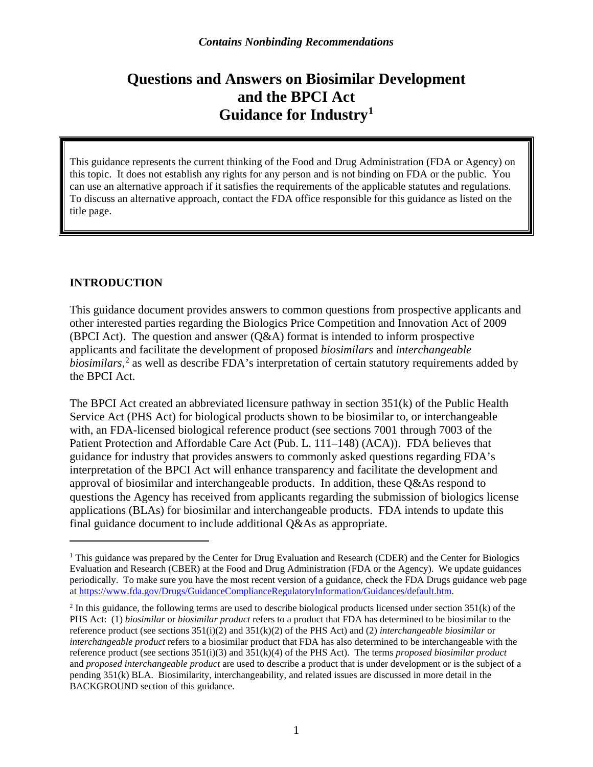*Contains Nonbinding Recommendations*

# Questions and Answers on Biosimilar Development and the BPCI Act Guidance for Industry[1]

This guidance represents the current thinking of the Food and Drug Administration (FDA or Agency) on this topic. It does not establish any rights for any person and is not binding on FDA or the public. You can use an alternative approach if it satisfies the requirements of the applicable statutes and regulations. To discuss an alternative approach, contact the FDA office responsible for this guidance as listed on the title page.

## INTRODUCTION

This guidance document provides answers to common questions from prospective applicants and other interested parties regarding the Biologics Price Competition and Innovation Act of 2009 (BPCI Act). The question and answer (Q&A) format is intended to inform prospective applicants and facilitate the development of proposed *biosimilars* and *interchangeable biosimilars*,[2] as well as describe FDA's interpretation of certain statutory requirements added by the BPCI Act.

The BPCI Act created an abbreviated licensure pathway in section 351(k) of the Public Health Service Act (PHS Act) for biological products shown to be biosimilar to, or interchangeable with, an FDA-licensed biological reference product (see sections 7001 through 7003 of the Patient Protection and Affordable Care Act (Pub. L. 111–148) (ACA)). FDA believes that guidance for industry that provides answers to commonly asked questions regarding FDA's interpretation of the BPCI Act will enhance transparency and facilitate the development and approval of biosimilar and interchangeable products. In addition, these Q&As respond to questions the Agency has received from applicants regarding the submission of biologics license applications (BLAs) for biosimilar and interchangeable products. FDA intends to update this final guidance document to include additional Q&As as appropriate.

---

[1] This guidance was prepared by the Center for Drug Evaluation and Research (CDER) and the Center for Biologics Evaluation and Research (CBER) at the Food and Drug Administration (FDA or the Agency). We update guidances periodically. To make sure you have the most recent version of a guidance, check the FDA Drugs guidance web page at https://www.fda.gov/Drugs/GuidanceComplianceRegulatoryInformation/Guidances/default.htm.

[2] In this guidance, the following terms are used to describe biological products licensed under section 351(k) of the PHS Act: (1) *biosimilar* or *biosimilar product* refers to a product that FDA has determined to be biosimilar to the reference product (see sections 351(i)(2) and 351(k)(2) of the PHS Act) and (2) *interchangeable biosimilar* or *interchangeable product* refers to a biosimilar product that FDA has also determined to be interchangeable with the reference product (see sections 351(i)(3) and 351(k)(4) of the PHS Act). The terms *proposed biosimilar product* and *proposed interchangeable product* are used to describe a product that is under development or is the subject of a pending 351(k) BLA. Biosimilarity, interchangeability, and related issues are discussed in more detail in the BACKGROUND section of this guidance.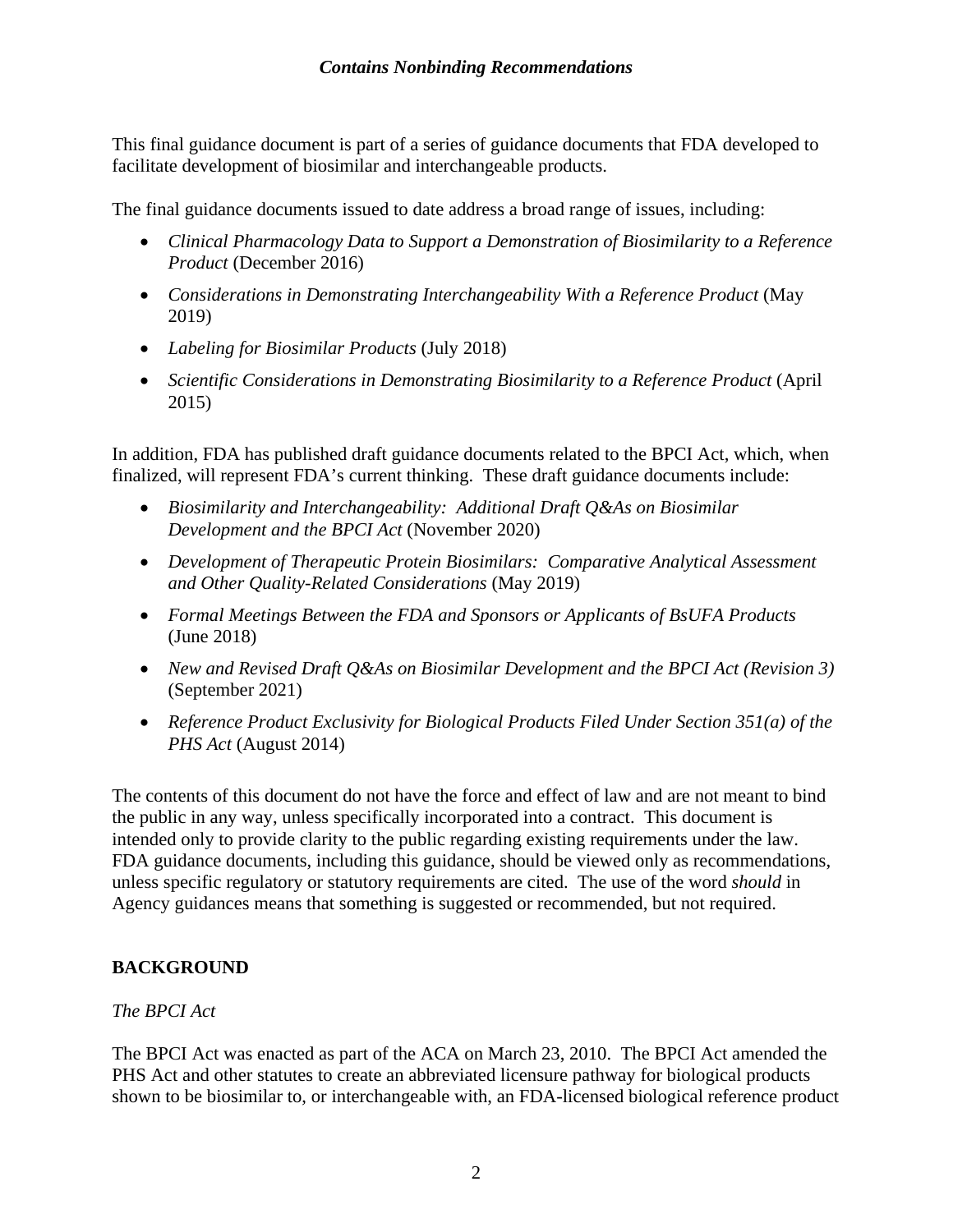This final guidance document is part of a series of guidance documents that FDA developed to facilitate development of biosimilar and interchangeable products.

The final guidance documents issued to date address a broad range of issues, including:

- *Clinical Pharmacology Data to Support a Demonstration of Biosimilarity to a Reference Product* (December 2016)
- *Considerations in Demonstrating Interchangeability With a Reference Product* (May 2019)
- *Labeling for Biosimilar Products* (July 2018)
- *Scientific Considerations in Demonstrating Biosimilarity to a Reference Product* (April 2015)

In addition, FDA has published draft guidance documents related to the BPCI Act, which, when finalized, will represent FDA's current thinking. These draft guidance documents include:

- *Biosimilarity and Interchangeability: Additional Draft Q&As on Biosimilar Development and the BPCI Act* (November 2020)
- *Development of Therapeutic Protein Biosimilars: Comparative Analytical Assessment and Other Quality-Related Considerations* (May 2019)
- *Formal Meetings Between the FDA and Sponsors or Applicants of BsUFA Products* (June 2018)
- *New and Revised Draft Q&As on Biosimilar Development and the BPCI Act (Revision 3)* (September 2021)
- *Reference Product Exclusivity for Biological Products Filed Under Section 351(a) of the PHS Act* (August 2014)

The contents of this document do not have the force and effect of law and are not meant to bind the public in any way, unless specifically incorporated into a contract. This document is intended only to provide clarity to the public regarding existing requirements under the law. FDA guidance documents, including this guidance, should be viewed only as recommendations, unless specific regulatory or statutory requirements are cited. The use of the word *should* in Agency guidances means that something is suggested or recommended, but not required.

## BACKGROUND

*The BPCI Act*

The BPCI Act was enacted as part of the ACA on March 23, 2010. The BPCI Act amended the PHS Act and other statutes to create an abbreviated licensure pathway for biological products shown to be biosimilar to, or interchangeable with, an FDA-licensed biological reference product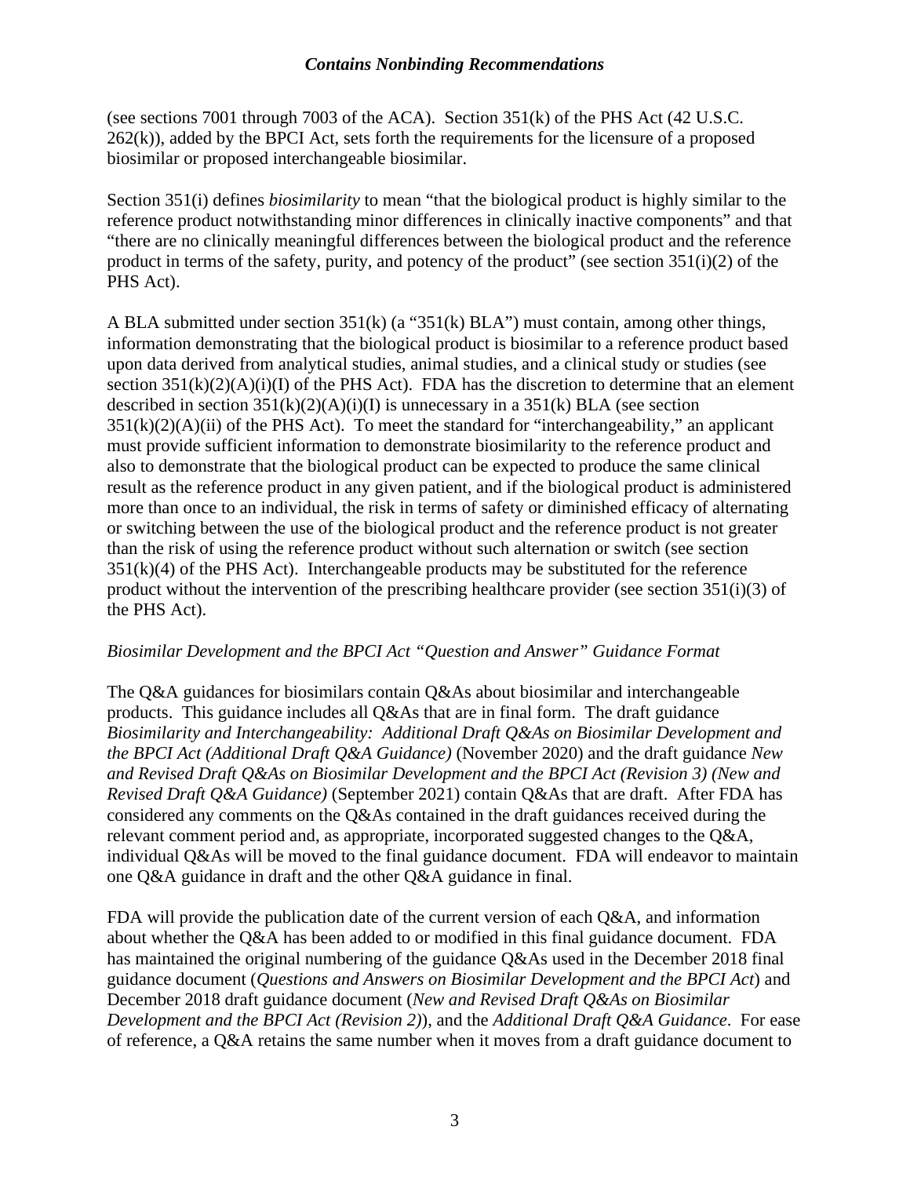(see sections 7001 through 7003 of the ACA). Section 351(k) of the PHS Act (42 U.S.C. 262(k)), added by the BPCI Act, sets forth the requirements for the licensure of a proposed biosimilar or proposed interchangeable biosimilar.

Section 351(i) defines *biosimilarity* to mean "that the biological product is highly similar to the reference product notwithstanding minor differences in clinically inactive components" and that "there are no clinically meaningful differences between the biological product and the reference product in terms of the safety, purity, and potency of the product" (see section 351(i)(2) of the PHS Act).

A BLA submitted under section 351(k) (a "351(k) BLA") must contain, among other things, information demonstrating that the biological product is biosimilar to a reference product based upon data derived from analytical studies, animal studies, and a clinical study or studies (see section 351(k)(2)(A)(i)(I) of the PHS Act). FDA has the discretion to determine that an element described in section 351(k)(2)(A)(i)(I) is unnecessary in a 351(k) BLA (see section 351(k)(2)(A)(ii) of the PHS Act). To meet the standard for "interchangeability," an applicant must provide sufficient information to demonstrate biosimilarity to the reference product and also to demonstrate that the biological product can be expected to produce the same clinical result as the reference product in any given patient, and if the biological product is administered more than once to an individual, the risk in terms of safety or diminished efficacy of alternating or switching between the use of the biological product and the reference product is not greater than the risk of using the reference product without such alternation or switch (see section 351(k)(4) of the PHS Act). Interchangeable products may be substituted for the reference product without the intervention of the prescribing healthcare provider (see section 351(i)(3) of the PHS Act).

*Biosimilar Development and the BPCI Act "Question and Answer" Guidance Format*

The Q&A guidances for biosimilars contain Q&As about biosimilar and interchangeable products. This guidance includes all Q&As that are in final form. The draft guidance *Biosimilarity and Interchangeability: Additional Draft Q&As on Biosimilar Development and the BPCI Act (Additional Draft Q&A Guidance)* (November 2020) and the draft guidance *New and Revised Draft Q&As on Biosimilar Development and the BPCI Act (Revision 3) (New and Revised Draft Q&A Guidance)* (September 2021) contain Q&As that are draft. After FDA has considered any comments on the Q&As contained in the draft guidances received during the relevant comment period and, as appropriate, incorporated suggested changes to the Q&A, individual Q&As will be moved to the final guidance document. FDA will endeavor to maintain one Q&A guidance in draft and the other Q&A guidance in final.

FDA will provide the publication date of the current version of each Q&A, and information about whether the Q&A has been added to or modified in this final guidance document. FDA has maintained the original numbering of the guidance Q&As used in the December 2018 final guidance document (*Questions and Answers on Biosimilar Development and the BPCI Act*) and December 2018 draft guidance document (*New and Revised Draft Q&As on Biosimilar Development and the BPCI Act (Revision 2)*), and the *Additional Draft Q&A Guidance*. For ease of reference, a Q&A retains the same number when it moves from a draft guidance document to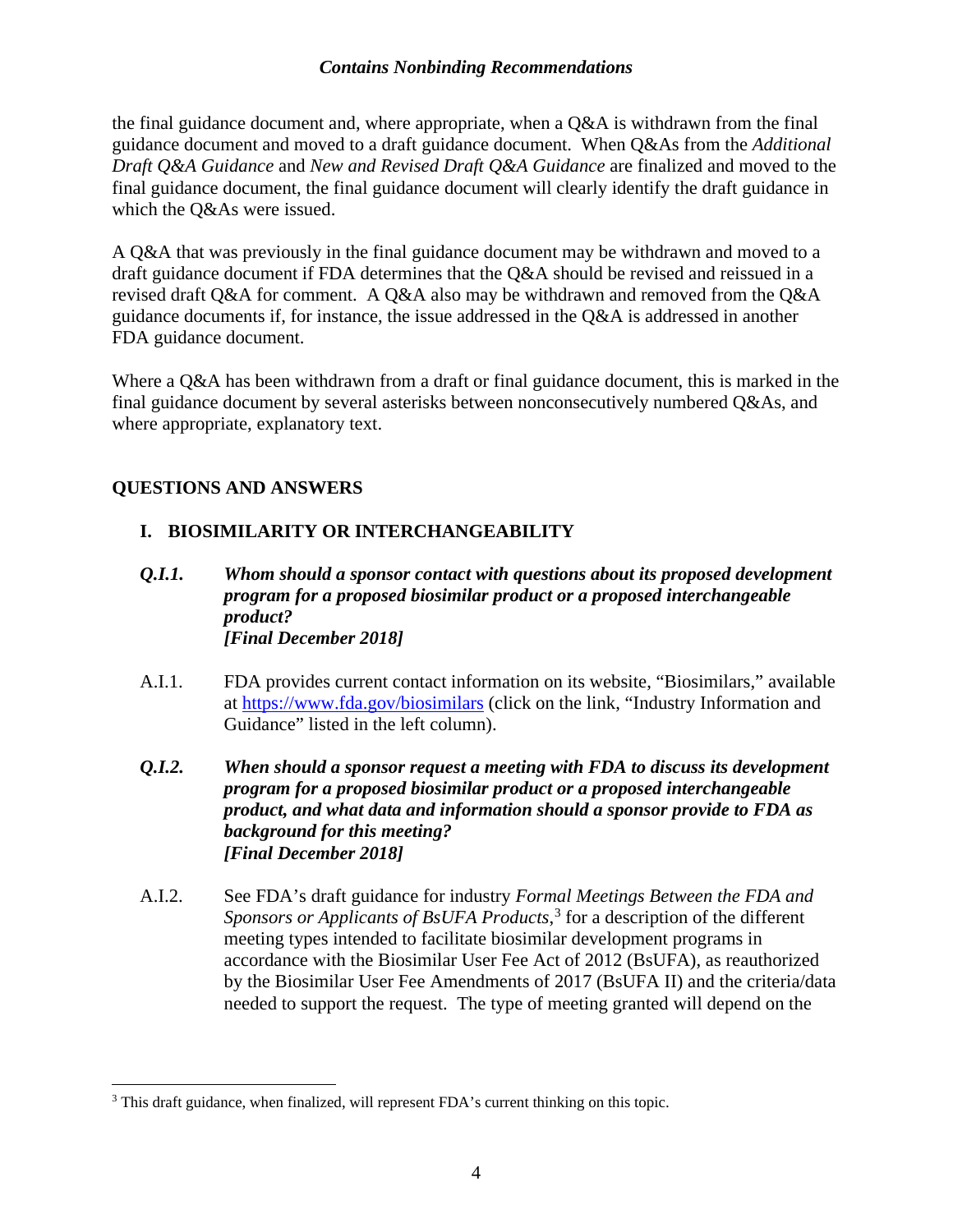the final guidance document and, where appropriate, when a Q&A is withdrawn from the final guidance document and moved to a draft guidance document. When Q&As from the *Additional Draft Q&A Guidance* and *New and Revised Draft Q&A Guidance* are finalized and moved to the final guidance document, the final guidance document will clearly identify the draft guidance in which the Q&As were issued.

A Q&A that was previously in the final guidance document may be withdrawn and moved to a draft guidance document if FDA determines that the Q&A should be revised and reissued in a revised draft Q&A for comment. A Q&A also may be withdrawn and removed from the Q&A guidance documents if, for instance, the issue addressed in the Q&A is addressed in another FDA guidance document.

Where a Q&A has been withdrawn from a draft or final guidance document, this is marked in the final guidance document by several asterisks between nonconsecutively numbered Q&As, and where appropriate, explanatory text.

## QUESTIONS AND ANSWERS

### I. BIOSIMILARITY OR INTERCHANGEABILITY

***Q.I.1. Whom should a sponsor contact with questions about its proposed development program for a proposed biosimilar product or a proposed interchangeable product?***
***[Final December 2018]***

A.I.1. FDA provides current contact information on its website, "Biosimilars," available at https://www.fda.gov/biosimilars (click on the link, "Industry Information and Guidance" listed in the left column).

***Q.I.2. When should a sponsor request a meeting with FDA to discuss its development program for a proposed biosimilar product or a proposed interchangeable product, and what data and information should a sponsor provide to FDA as background for this meeting?***
***[Final December 2018]***

A.I.2. See FDA's draft guidance for industry *Formal Meetings Between the FDA and Sponsors or Applicants of BsUFA Products*,[3] for a description of the different meeting types intended to facilitate biosimilar development programs in accordance with the Biosimilar User Fee Act of 2012 (BsUFA), as reauthorized by the Biosimilar User Fee Amendments of 2017 (BsUFA II) and the criteria/data needed to support the request. The type of meeting granted will depend on the

[3] This draft guidance, when finalized, will represent FDA's current thinking on this topic.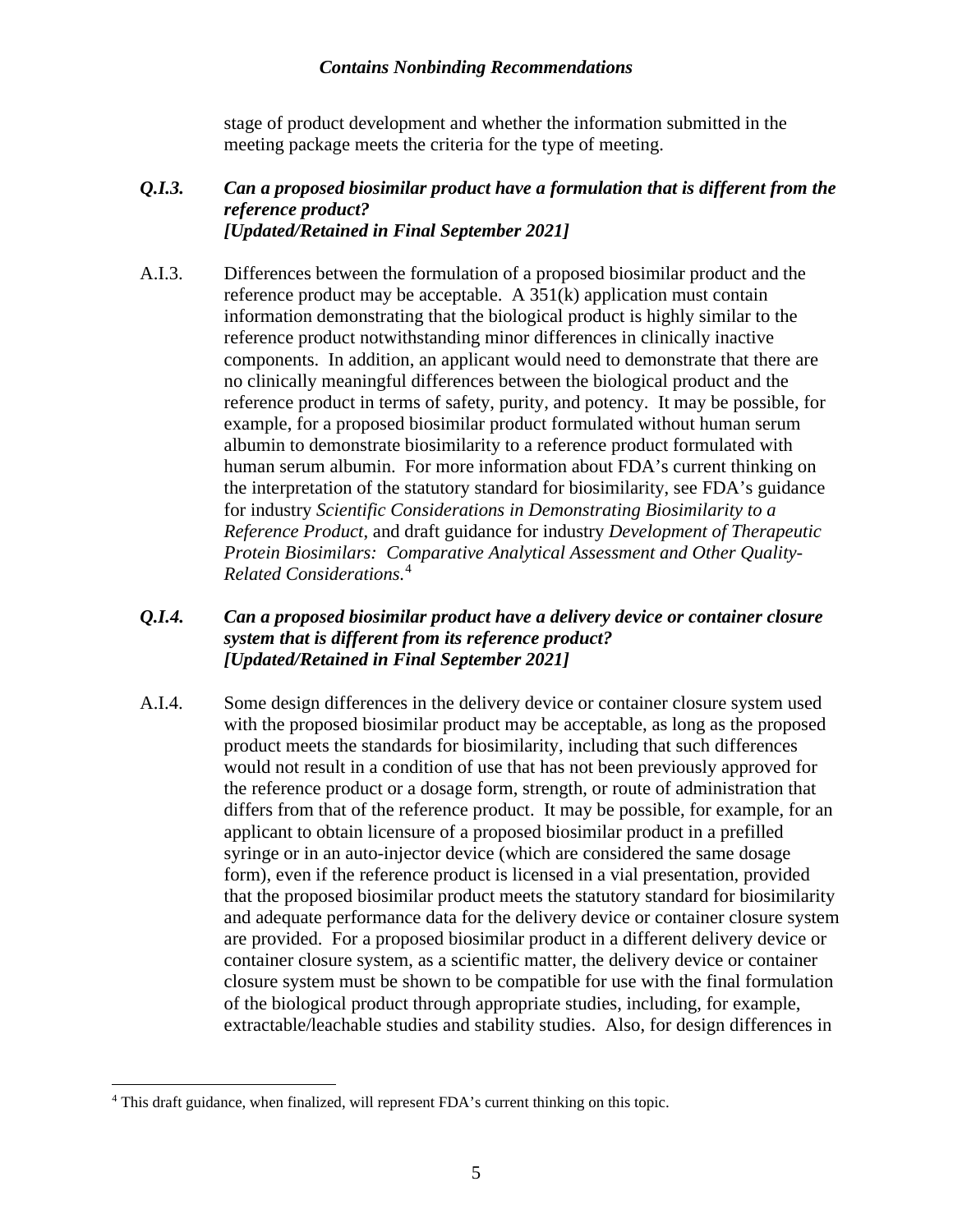stage of product development and whether the information submitted in the meeting package meets the criteria for the type of meeting.

***Q.I.3. Can a proposed biosimilar product have a formulation that is different from the reference product?***
***[Updated/Retained in Final September 2021]***

A.I.3. Differences between the formulation of a proposed biosimilar product and the reference product may be acceptable. A 351(k) application must contain information demonstrating that the biological product is highly similar to the reference product notwithstanding minor differences in clinically inactive components. In addition, an applicant would need to demonstrate that there are no clinically meaningful differences between the biological product and the reference product in terms of safety, purity, and potency. It may be possible, for example, for a proposed biosimilar product formulated without human serum albumin to demonstrate biosimilarity to a reference product formulated with human serum albumin. For more information about FDA's current thinking on the interpretation of the statutory standard for biosimilarity, see FDA's guidance for industry *Scientific Considerations in Demonstrating Biosimilarity to a Reference Product*, and draft guidance for industry *Development of Therapeutic Protein Biosimilars: Comparative Analytical Assessment and Other Quality-Related Considerations.*[4]

***Q.I.4. Can a proposed biosimilar product have a delivery device or container closure system that is different from its reference product?***
***[Updated/Retained in Final September 2021]***

A.I.4. Some design differences in the delivery device or container closure system used with the proposed biosimilar product may be acceptable, as long as the proposed product meets the standards for biosimilarity, including that such differences would not result in a condition of use that has not been previously approved for the reference product or a dosage form, strength, or route of administration that differs from that of the reference product. It may be possible, for example, for an applicant to obtain licensure of a proposed biosimilar product in a prefilled syringe or in an auto-injector device (which are considered the same dosage form), even if the reference product is licensed in a vial presentation, provided that the proposed biosimilar product meets the statutory standard for biosimilarity and adequate performance data for the delivery device or container closure system are provided. For a proposed biosimilar product in a different delivery device or container closure system, as a scientific matter, the delivery device or container closure system must be shown to be compatible for use with the final formulation of the biological product through appropriate studies, including, for example, extractable/leachable studies and stability studies. Also, for design differences in

[4] This draft guidance, when finalized, will represent FDA's current thinking on this topic.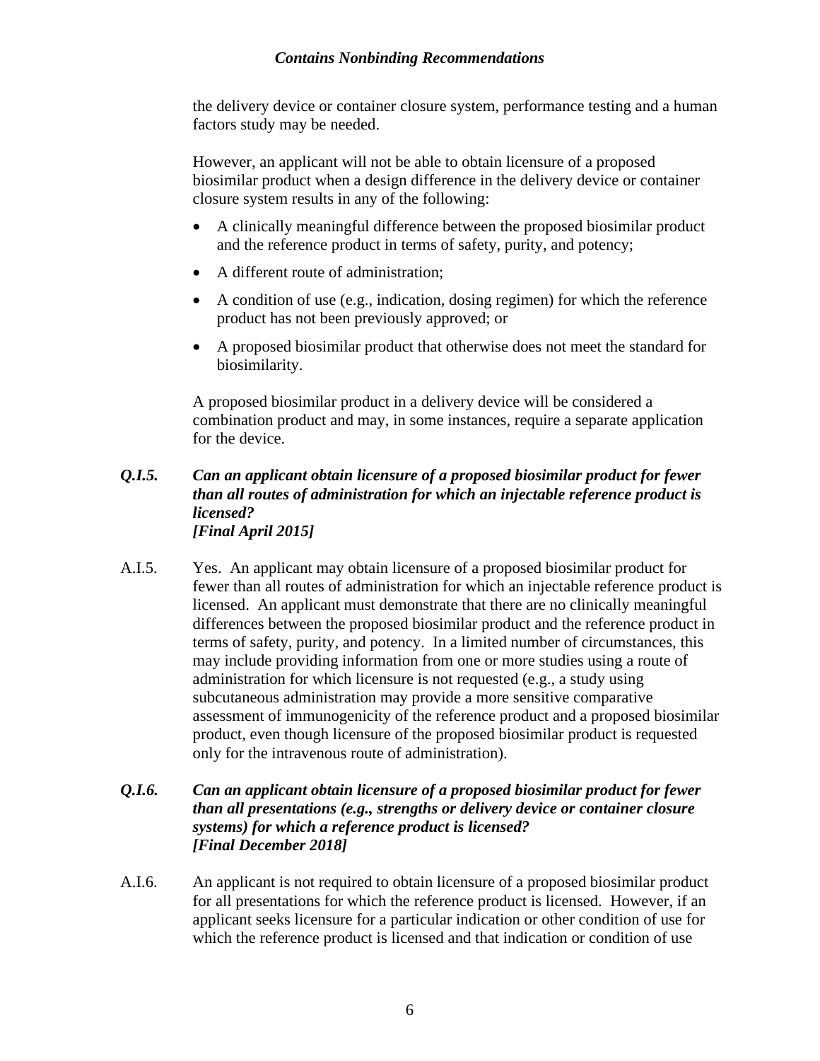the delivery device or container closure system, performance testing and a human factors study may be needed.

However, an applicant will not be able to obtain licensure of a proposed biosimilar product when a design difference in the delivery device or container closure system results in any of the following:

- A clinically meaningful difference between the proposed biosimilar product and the reference product in terms of safety, purity, and potency;
- A different route of administration;
- A condition of use (e.g., indication, dosing regimen) for which the reference product has not been previously approved; or
- A proposed biosimilar product that otherwise does not meet the standard for biosimilarity.

A proposed biosimilar product in a delivery device will be considered a combination product and may, in some instances, require a separate application for the device.

***Q.I.5. Can an applicant obtain licensure of a proposed biosimilar product for fewer than all routes of administration for which an injectable reference product is licensed? [Final April 2015]***

A.I.5. Yes. An applicant may obtain licensure of a proposed biosimilar product for fewer than all routes of administration for which an injectable reference product is licensed. An applicant must demonstrate that there are no clinically meaningful differences between the proposed biosimilar product and the reference product in terms of safety, purity, and potency. In a limited number of circumstances, this may include providing information from one or more studies using a route of administration for which licensure is not requested (e.g., a study using subcutaneous administration may provide a more sensitive comparative assessment of immunogenicity of the reference product and a proposed biosimilar product, even though licensure of the proposed biosimilar product is requested only for the intravenous route of administration).

***Q.I.6. Can an applicant obtain licensure of a proposed biosimilar product for fewer than all presentations (e.g., strengths or delivery device or container closure systems) for which a reference product is licensed? [Final December 2018]***

A.I.6. An applicant is not required to obtain licensure of a proposed biosimilar product for all presentations for which the reference product is licensed. However, if an applicant seeks licensure for a particular indication or other condition of use for which the reference product is licensed and that indication or condition of use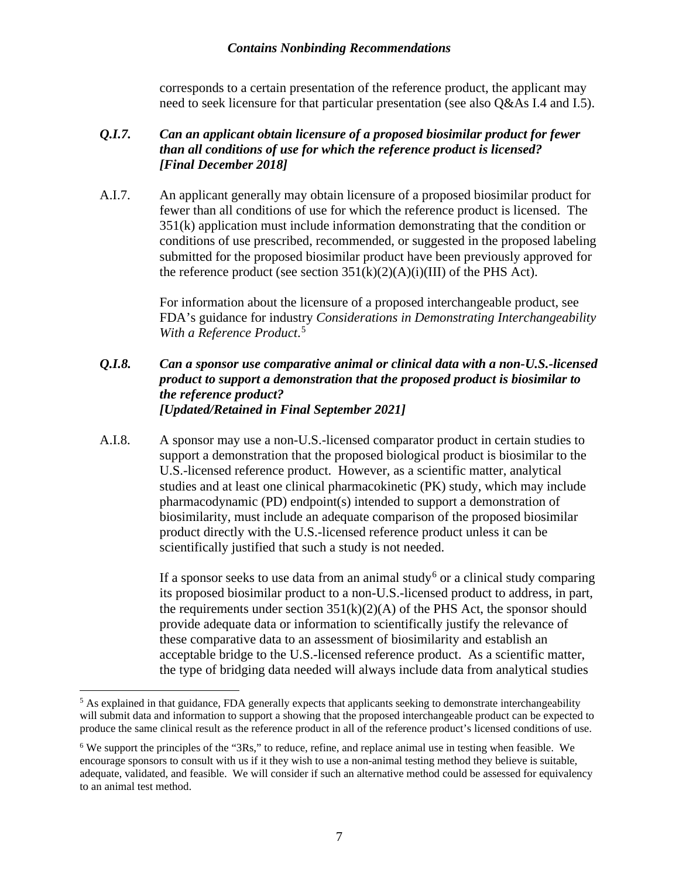corresponds to a certain presentation of the reference product, the applicant may need to seek licensure for that particular presentation (see also Q&As I.4 and I.5).

***Q.I.7. Can an applicant obtain licensure of a proposed biosimilar product for fewer than all conditions of use for which the reference product is licensed? [Final December 2018]***

A.I.7. An applicant generally may obtain licensure of a proposed biosimilar product for fewer than all conditions of use for which the reference product is licensed. The 351(k) application must include information demonstrating that the condition or conditions of use prescribed, recommended, or suggested in the proposed labeling submitted for the proposed biosimilar product have been previously approved for the reference product (see section 351(k)(2)(A)(i)(III) of the PHS Act).

For information about the licensure of a proposed interchangeable product, see FDA's guidance for industry *Considerations in Demonstrating Interchangeability With a Reference Product*.[5]

***Q.I.8. Can a sponsor use comparative animal or clinical data with a non-U.S.-licensed product to support a demonstration that the proposed product is biosimilar to the reference product? [Updated/Retained in Final September 2021]***

A.I.8. A sponsor may use a non-U.S.-licensed comparator product in certain studies to support a demonstration that the proposed biological product is biosimilar to the U.S.-licensed reference product. However, as a scientific matter, analytical studies and at least one clinical pharmacokinetic (PK) study, which may include pharmacodynamic (PD) endpoint(s) intended to support a demonstration of biosimilarity, must include an adequate comparison of the proposed biosimilar product directly with the U.S.-licensed reference product unless it can be scientifically justified that such a study is not needed.

If a sponsor seeks to use data from an animal study[6] or a clinical study comparing its proposed biosimilar product to a non-U.S.-licensed product to address, in part, the requirements under section 351(k)(2)(A) of the PHS Act, the sponsor should provide adequate data or information to scientifically justify the relevance of these comparative data to an assessment of biosimilarity and establish an acceptable bridge to the U.S.-licensed reference product. As a scientific matter, the type of bridging data needed will always include data from analytical studies

[5] As explained in that guidance, FDA generally expects that applicants seeking to demonstrate interchangeability will submit data and information to support a showing that the proposed interchangeable product can be expected to produce the same clinical result as the reference product in all of the reference product's licensed conditions of use.

[6] We support the principles of the "3Rs," to reduce, refine, and replace animal use in testing when feasible. We encourage sponsors to consult with us if it they wish to use a non-animal testing method they believe is suitable, adequate, validated, and feasible. We will consider if such an alternative method could be assessed for equivalency to an animal test method.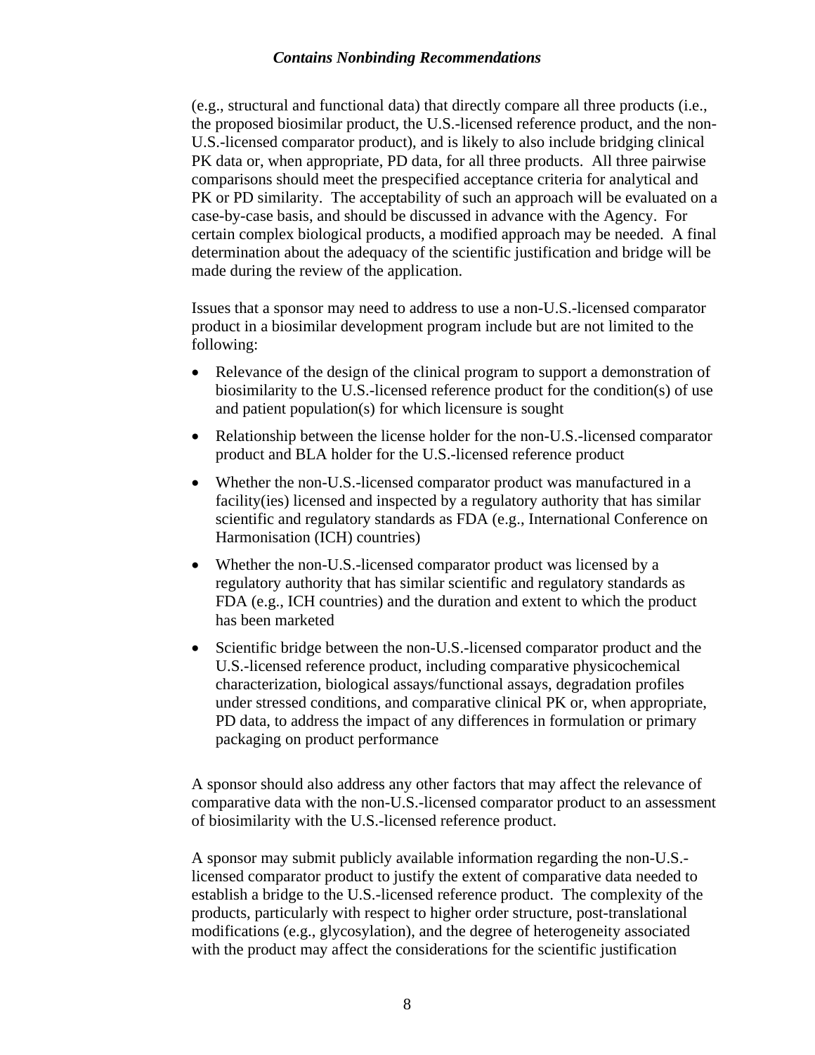(e.g., structural and functional data) that directly compare all three products (i.e., the proposed biosimilar product, the U.S.-licensed reference product, and the non-U.S.-licensed comparator product), and is likely to also include bridging clinical PK data or, when appropriate, PD data, for all three products. All three pairwise comparisons should meet the prespecified acceptance criteria for analytical and PK or PD similarity. The acceptability of such an approach will be evaluated on a case-by-case basis, and should be discussed in advance with the Agency. For certain complex biological products, a modified approach may be needed. A final determination about the adequacy of the scientific justification and bridge will be made during the review of the application.

Issues that a sponsor may need to address to use a non-U.S.-licensed comparator product in a biosimilar development program include but are not limited to the following:

- Relevance of the design of the clinical program to support a demonstration of biosimilarity to the U.S.-licensed reference product for the condition(s) of use and patient population(s) for which licensure is sought
- Relationship between the license holder for the non-U.S.-licensed comparator product and BLA holder for the U.S.-licensed reference product
- Whether the non-U.S.-licensed comparator product was manufactured in a facility(ies) licensed and inspected by a regulatory authority that has similar scientific and regulatory standards as FDA (e.g., International Conference on Harmonisation (ICH) countries)
- Whether the non-U.S.-licensed comparator product was licensed by a regulatory authority that has similar scientific and regulatory standards as FDA (e.g., ICH countries) and the duration and extent to which the product has been marketed
- Scientific bridge between the non-U.S.-licensed comparator product and the U.S.-licensed reference product, including comparative physicochemical characterization, biological assays/functional assays, degradation profiles under stressed conditions, and comparative clinical PK or, when appropriate, PD data, to address the impact of any differences in formulation or primary packaging on product performance

A sponsor should also address any other factors that may affect the relevance of comparative data with the non-U.S.-licensed comparator product to an assessment of biosimilarity with the U.S.-licensed reference product.

A sponsor may submit publicly available information regarding the non-U.S.-licensed comparator product to justify the extent of comparative data needed to establish a bridge to the U.S.-licensed reference product. The complexity of the products, particularly with respect to higher order structure, post-translational modifications (e.g., glycosylation), and the degree of heterogeneity associated with the product may affect the considerations for the scientific justification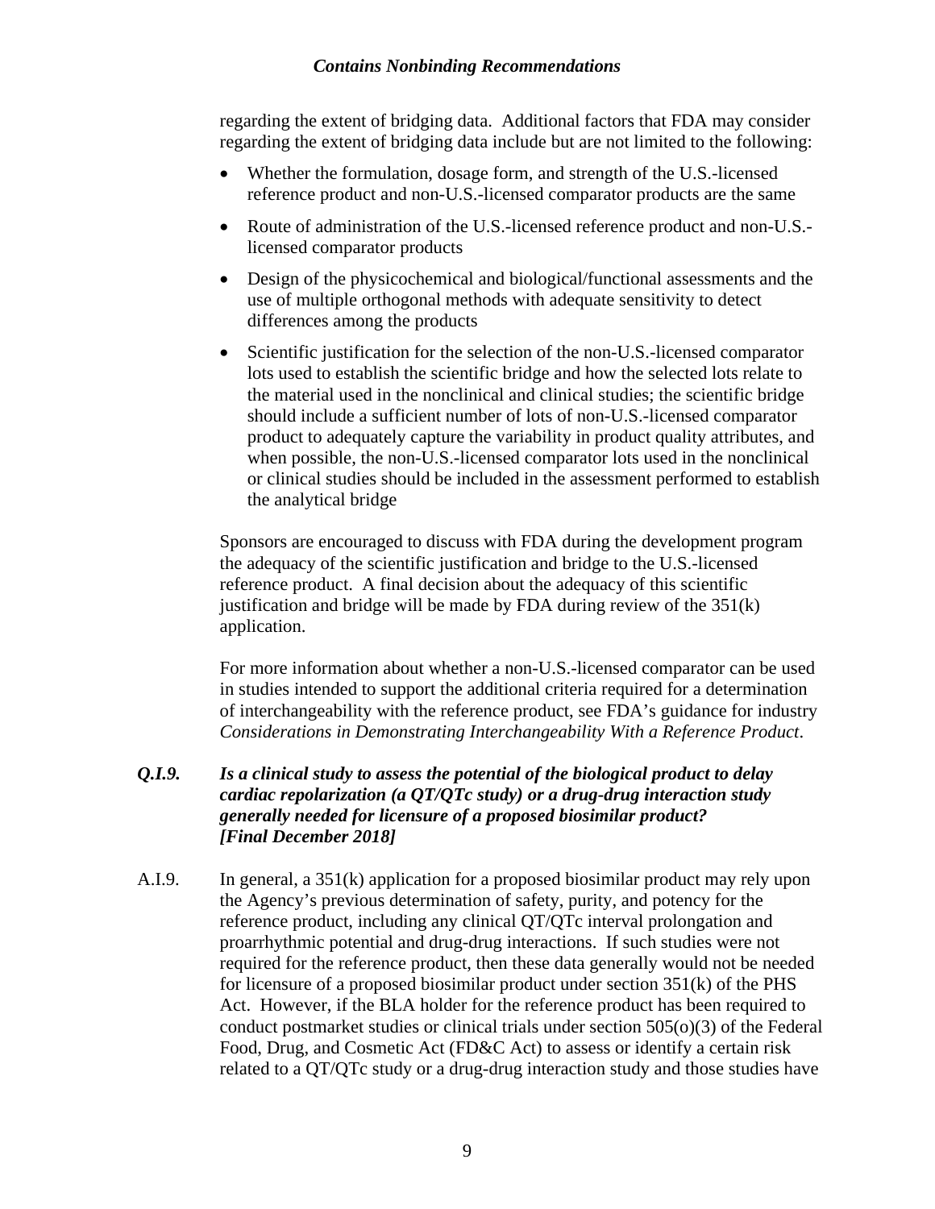regarding the extent of bridging data. Additional factors that FDA may consider regarding the extent of bridging data include but are not limited to the following:

- Whether the formulation, dosage form, and strength of the U.S.-licensed reference product and non-U.S.-licensed comparator products are the same
- Route of administration of the U.S.-licensed reference product and non-U.S.-licensed comparator products
- Design of the physicochemical and biological/functional assessments and the use of multiple orthogonal methods with adequate sensitivity to detect differences among the products
- Scientific justification for the selection of the non-U.S.-licensed comparator lots used to establish the scientific bridge and how the selected lots relate to the material used in the nonclinical and clinical studies; the scientific bridge should include a sufficient number of lots of non-U.S.-licensed comparator product to adequately capture the variability in product quality attributes, and when possible, the non-U.S.-licensed comparator lots used in the nonclinical or clinical studies should be included in the assessment performed to establish the analytical bridge

Sponsors are encouraged to discuss with FDA during the development program the adequacy of the scientific justification and bridge to the U.S.-licensed reference product. A final decision about the adequacy of this scientific justification and bridge will be made by FDA during review of the 351(k) application.

For more information about whether a non-U.S.-licensed comparator can be used in studies intended to support the additional criteria required for a determination of interchangeability with the reference product, see FDA's guidance for industry *Considerations in Demonstrating Interchangeability With a Reference Product*.

***Q.I.9. Is a clinical study to assess the potential of the biological product to delay cardiac repolarization (a QT/QTc study) or a drug-drug interaction study generally needed for licensure of a proposed biosimilar product? [Final December 2018]***

A.I.9. In general, a 351(k) application for a proposed biosimilar product may rely upon the Agency's previous determination of safety, purity, and potency for the reference product, including any clinical QT/QTc interval prolongation and proarrhythmic potential and drug-drug interactions. If such studies were not required for the reference product, then these data generally would not be needed for licensure of a proposed biosimilar product under section 351(k) of the PHS Act. However, if the BLA holder for the reference product has been required to conduct postmarket studies or clinical trials under section 505(o)(3) of the Federal Food, Drug, and Cosmetic Act (FD&C Act) to assess or identify a certain risk related to a QT/QTc study or a drug-drug interaction study and those studies have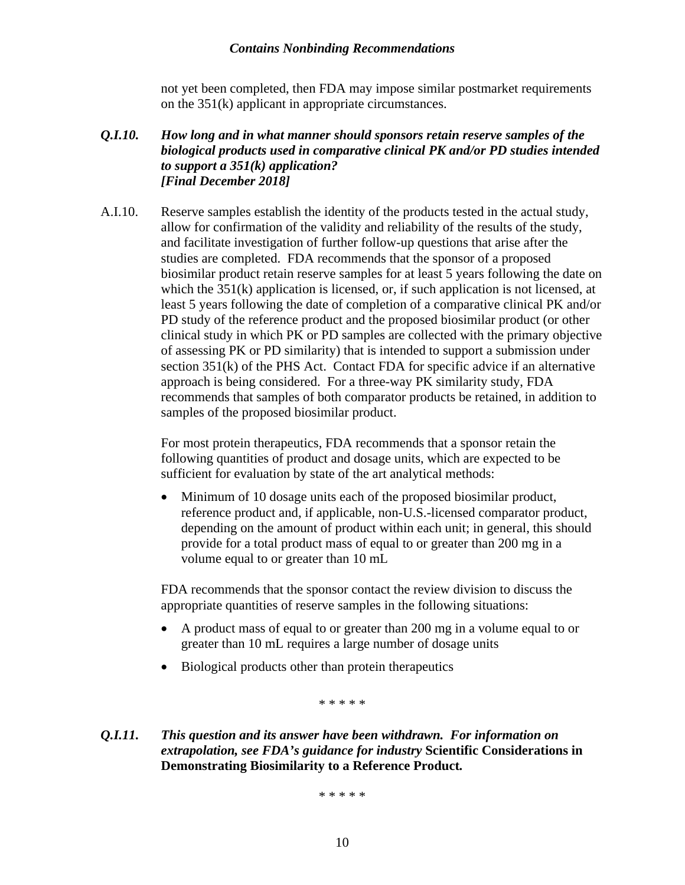not yet been completed, then FDA may impose similar postmarket requirements on the 351(k) applicant in appropriate circumstances.

***Q.I.10. How long and in what manner should sponsors retain reserve samples of the biological products used in comparative clinical PK and/or PD studies intended to support a 351(k) application?***
***[Final December 2018]***

A.I.10. Reserve samples establish the identity of the products tested in the actual study, allow for confirmation of the validity and reliability of the results of the study, and facilitate investigation of further follow-up questions that arise after the studies are completed. FDA recommends that the sponsor of a proposed biosimilar product retain reserve samples for at least 5 years following the date on which the 351(k) application is licensed, or, if such application is not licensed, at least 5 years following the date of completion of a comparative clinical PK and/or PD study of the reference product and the proposed biosimilar product (or other clinical study in which PK or PD samples are collected with the primary objective of assessing PK or PD similarity) that is intended to support a submission under section 351(k) of the PHS Act. Contact FDA for specific advice if an alternative approach is being considered. For a three-way PK similarity study, FDA recommends that samples of both comparator products be retained, in addition to samples of the proposed biosimilar product.

For most protein therapeutics, FDA recommends that a sponsor retain the following quantities of product and dosage units, which are expected to be sufficient for evaluation by state of the art analytical methods:

- Minimum of 10 dosage units each of the proposed biosimilar product, reference product and, if applicable, non-U.S.-licensed comparator product, depending on the amount of product within each unit; in general, this should provide for a total product mass of equal to or greater than 200 mg in a volume equal to or greater than 10 mL

FDA recommends that the sponsor contact the review division to discuss the appropriate quantities of reserve samples in the following situations:

- A product mass of equal to or greater than 200 mg in a volume equal to or greater than 10 mL requires a large number of dosage units
- Biological products other than protein therapeutics

\* \* \* \* \*

***Q.I.11. This question and its answer have been withdrawn. For information on extrapolation, see FDA's guidance for industry* Scientific Considerations in Demonstrating Biosimilarity to a Reference Product.**

\* \* \* \* \*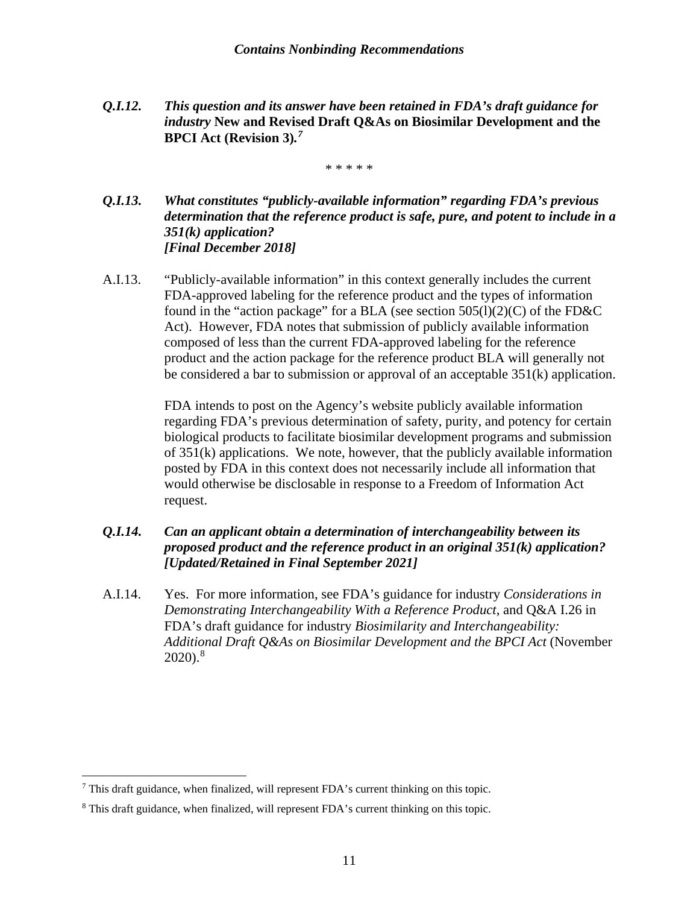***Q.I.12. This question and its answer have been retained in FDA's draft guidance for industry* New and Revised Draft Q&As on Biosimilar Development and the BPCI Act (Revision 3).**[7]

\* \* \* \* \*

***Q.I.13. What constitutes "publicly-available information" regarding FDA's previous determination that the reference product is safe, pure, and potent to include in a 351(k) application?***
***[Final December 2018]***

A.I.13. "Publicly-available information" in this context generally includes the current FDA-approved labeling for the reference product and the types of information found in the "action package" for a BLA (see section 505(l)(2)(C) of the FD&C Act). However, FDA notes that submission of publicly available information composed of less than the current FDA-approved labeling for the reference product and the action package for the reference product BLA will generally not be considered a bar to submission or approval of an acceptable 351(k) application.

FDA intends to post on the Agency's website publicly available information regarding FDA's previous determination of safety, purity, and potency for certain biological products to facilitate biosimilar development programs and submission of 351(k) applications. We note, however, that the publicly available information posted by FDA in this context does not necessarily include all information that would otherwise be disclosable in response to a Freedom of Information Act request.

***Q.I.14. Can an applicant obtain a determination of interchangeability between its proposed product and the reference product in an original 351(k) application?***
***[Updated/Retained in Final September 2021]***

A.I.14. Yes. For more information, see FDA's guidance for industry *Considerations in Demonstrating Interchangeability With a Reference Product*, and Q&A I.26 in FDA's draft guidance for industry *Biosimilarity and Interchangeability: Additional Draft Q&As on Biosimilar Development and the BPCI Act* (November 2020).[8]

---

[7] This draft guidance, when finalized, will represent FDA's current thinking on this topic.

[8] This draft guidance, when finalized, will represent FDA's current thinking on this topic.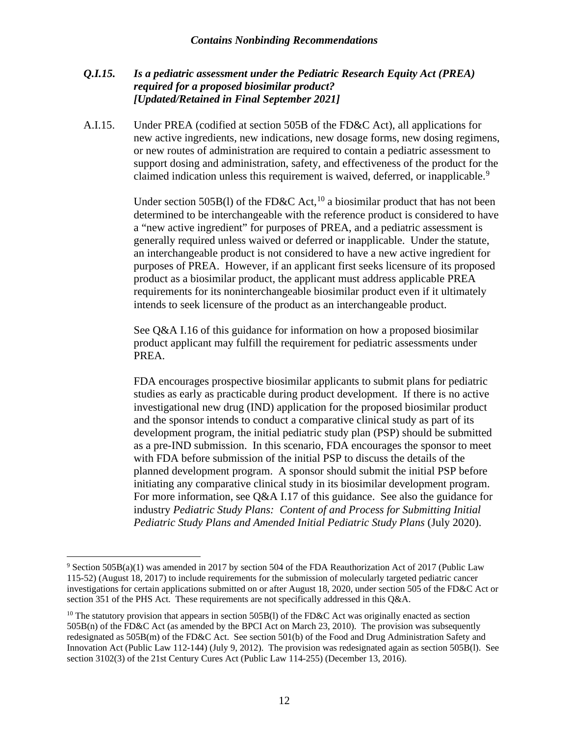### *Q.I.15. Is a pediatric assessment under the Pediatric Research Equity Act (PREA) required for a proposed biosimilar product? [Updated/Retained in Final September 2021]*

A.I.15. Under PREA (codified at section 505B of the FD&C Act), all applications for new active ingredients, new indications, new dosage forms, new dosing regimens, or new routes of administration are required to contain a pediatric assessment to support dosing and administration, safety, and effectiveness of the product for the claimed indication unless this requirement is waived, deferred, or inapplicable.[9]

Under section 505B(l) of the FD&C Act,[10] a biosimilar product that has not been determined to be interchangeable with the reference product is considered to have a "new active ingredient" for purposes of PREA, and a pediatric assessment is generally required unless waived or deferred or inapplicable. Under the statute, an interchangeable product is not considered to have a new active ingredient for purposes of PREA. However, if an applicant first seeks licensure of its proposed product as a biosimilar product, the applicant must address applicable PREA requirements for its noninterchangeable biosimilar product even if it ultimately intends to seek licensure of the product as an interchangeable product.

See Q&A I.16 of this guidance for information on how a proposed biosimilar product applicant may fulfill the requirement for pediatric assessments under PREA.

FDA encourages prospective biosimilar applicants to submit plans for pediatric studies as early as practicable during product development. If there is no active investigational new drug (IND) application for the proposed biosimilar product and the sponsor intends to conduct a comparative clinical study as part of its development program, the initial pediatric study plan (PSP) should be submitted as a pre-IND submission. In this scenario, FDA encourages the sponsor to meet with FDA before submission of the initial PSP to discuss the details of the planned development program. A sponsor should submit the initial PSP before initiating any comparative clinical study in its biosimilar development program. For more information, see Q&A I.17 of this guidance. See also the guidance for industry *Pediatric Study Plans: Content of and Process for Submitting Initial Pediatric Study Plans and Amended Initial Pediatric Study Plans* (July 2020).

---

[9] Section 505B(a)(1) was amended in 2017 by section 504 of the FDA Reauthorization Act of 2017 (Public Law 115-52) (August 18, 2017) to include requirements for the submission of molecularly targeted pediatric cancer investigations for certain applications submitted on or after August 18, 2020, under section 505 of the FD&C Act or section 351 of the PHS Act. These requirements are not specifically addressed in this Q&A.

[10] The statutory provision that appears in section 505B(l) of the FD&C Act was originally enacted as section 505B(n) of the FD&C Act (as amended by the BPCI Act on March 23, 2010). The provision was subsequently redesignated as 505B(m) of the FD&C Act. See section 501(b) of the Food and Drug Administration Safety and Innovation Act (Public Law 112-144) (July 9, 2012). The provision was redesignated again as section 505B(l). See section 3102(3) of the 21st Century Cures Act (Public Law 114-255) (December 13, 2016).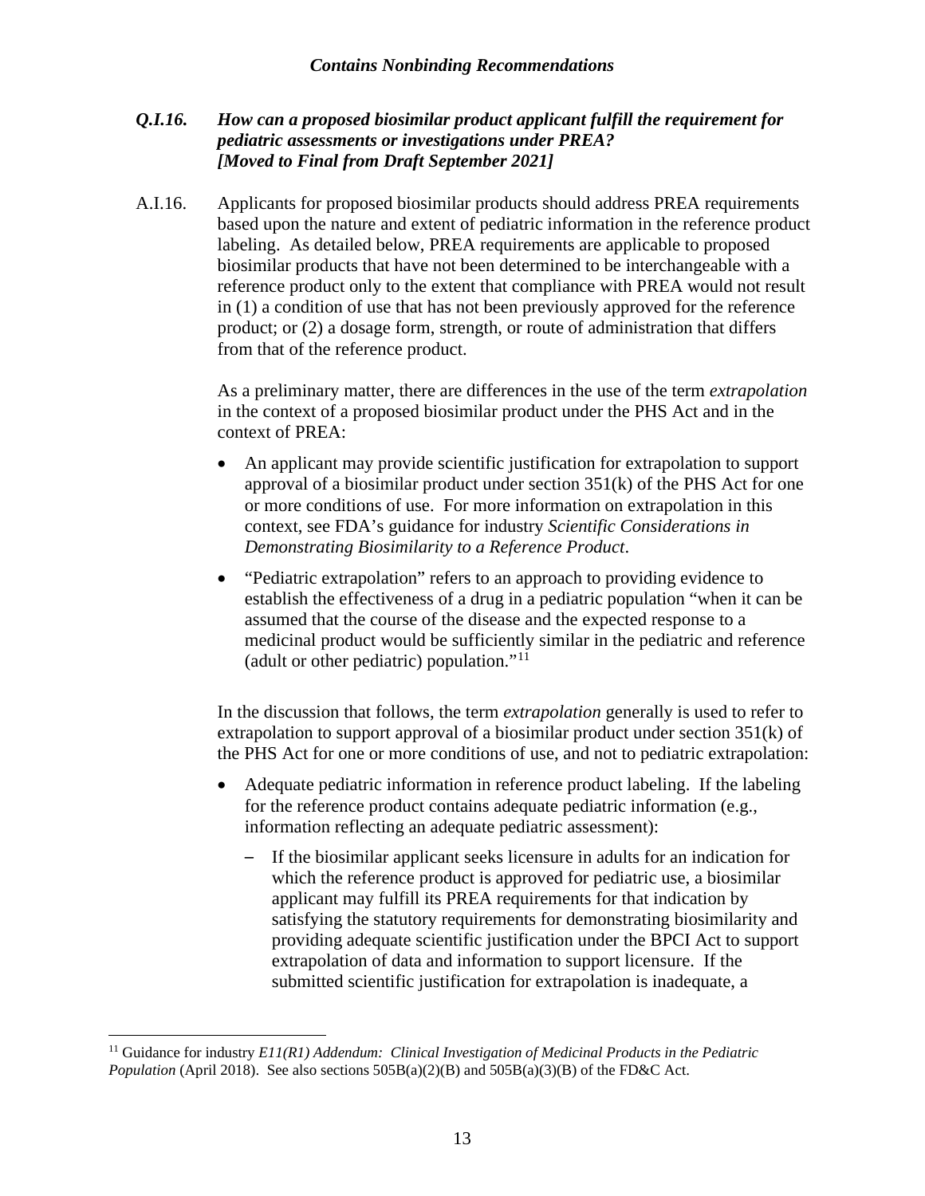### *Q.I.16. How can a proposed biosimilar product applicant fulfill the requirement for pediatric assessments or investigations under PREA? [Moved to Final from Draft September 2021]*

A.I.16. Applicants for proposed biosimilar products should address PREA requirements based upon the nature and extent of pediatric information in the reference product labeling. As detailed below, PREA requirements are applicable to proposed biosimilar products that have not been determined to be interchangeable with a reference product only to the extent that compliance with PREA would not result in (1) a condition of use that has not been previously approved for the reference product; or (2) a dosage form, strength, or route of administration that differs from that of the reference product.

As a preliminary matter, there are differences in the use of the term *extrapolation* in the context of a proposed biosimilar product under the PHS Act and in the context of PREA:

- An applicant may provide scientific justification for extrapolation to support approval of a biosimilar product under section 351(k) of the PHS Act for one or more conditions of use. For more information on extrapolation in this context, see FDA's guidance for industry *Scientific Considerations in Demonstrating Biosimilarity to a Reference Product*.
- "Pediatric extrapolation" refers to an approach to providing evidence to establish the effectiveness of a drug in a pediatric population "when it can be assumed that the course of the disease and the expected response to a medicinal product would be sufficiently similar in the pediatric and reference (adult or other pediatric) population."[11]

In the discussion that follows, the term *extrapolation* generally is used to refer to extrapolation to support approval of a biosimilar product under section 351(k) of the PHS Act for one or more conditions of use, and not to pediatric extrapolation:

- Adequate pediatric information in reference product labeling. If the labeling for the reference product contains adequate pediatric information (e.g., information reflecting an adequate pediatric assessment):
  - If the biosimilar applicant seeks licensure in adults for an indication for which the reference product is approved for pediatric use, a biosimilar applicant may fulfill its PREA requirements for that indication by satisfying the statutory requirements for demonstrating biosimilarity and providing adequate scientific justification under the BPCI Act to support extrapolation of data and information to support licensure. If the submitted scientific justification for extrapolation is inadequate, a

---

[11] Guidance for industry *E11(R1) Addendum: Clinical Investigation of Medicinal Products in the Pediatric Population* (April 2018). See also sections 505B(a)(2)(B) and 505B(a)(3)(B) of the FD&C Act.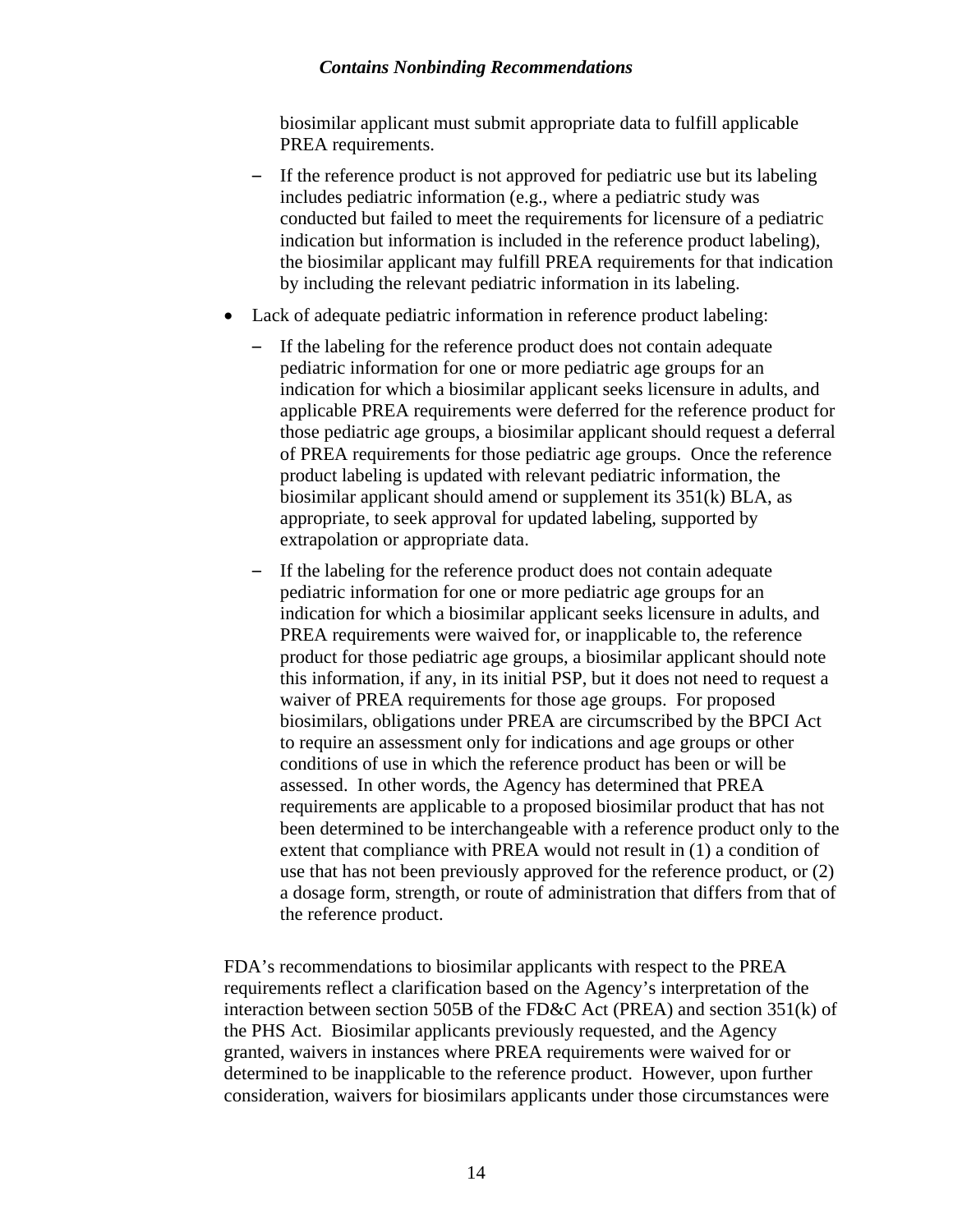biosimilar applicant must submit appropriate data to fulfill applicable PREA requirements.

  - If the reference product is not approved for pediatric use but its labeling includes pediatric information (e.g., where a pediatric study was conducted but failed to meet the requirements for licensure of a pediatric indication but information is included in the reference product labeling), the biosimilar applicant may fulfill PREA requirements for that indication by including the relevant pediatric information in its labeling.

- Lack of adequate pediatric information in reference product labeling:

  - If the labeling for the reference product does not contain adequate pediatric information for one or more pediatric age groups for an indication for which a biosimilar applicant seeks licensure in adults, and applicable PREA requirements were deferred for the reference product for those pediatric age groups, a biosimilar applicant should request a deferral of PREA requirements for those pediatric age groups. Once the reference product labeling is updated with relevant pediatric information, the biosimilar applicant should amend or supplement its 351(k) BLA, as appropriate, to seek approval for updated labeling, supported by extrapolation or appropriate data.

  - If the labeling for the reference product does not contain adequate pediatric information for one or more pediatric age groups for an indication for which a biosimilar applicant seeks licensure in adults, and PREA requirements were waived for, or inapplicable to, the reference product for those pediatric age groups, a biosimilar applicant should note this information, if any, in its initial PSP, but it does not need to request a waiver of PREA requirements for those age groups. For proposed biosimilars, obligations under PREA are circumscribed by the BPCI Act to require an assessment only for indications and age groups or other conditions of use in which the reference product has been or will be assessed. In other words, the Agency has determined that PREA requirements are applicable to a proposed biosimilar product that has not been determined to be interchangeable with a reference product only to the extent that compliance with PREA would not result in (1) a condition of use that has not been previously approved for the reference product, or (2) a dosage form, strength, or route of administration that differs from that of the reference product.

FDA's recommendations to biosimilar applicants with respect to the PREA requirements reflect a clarification based on the Agency's interpretation of the interaction between section 505B of the FD&C Act (PREA) and section 351(k) of the PHS Act. Biosimilar applicants previously requested, and the Agency granted, waivers in instances where PREA requirements were waived for or determined to be inapplicable to the reference product. However, upon further consideration, waivers for biosimilars applicants under those circumstances were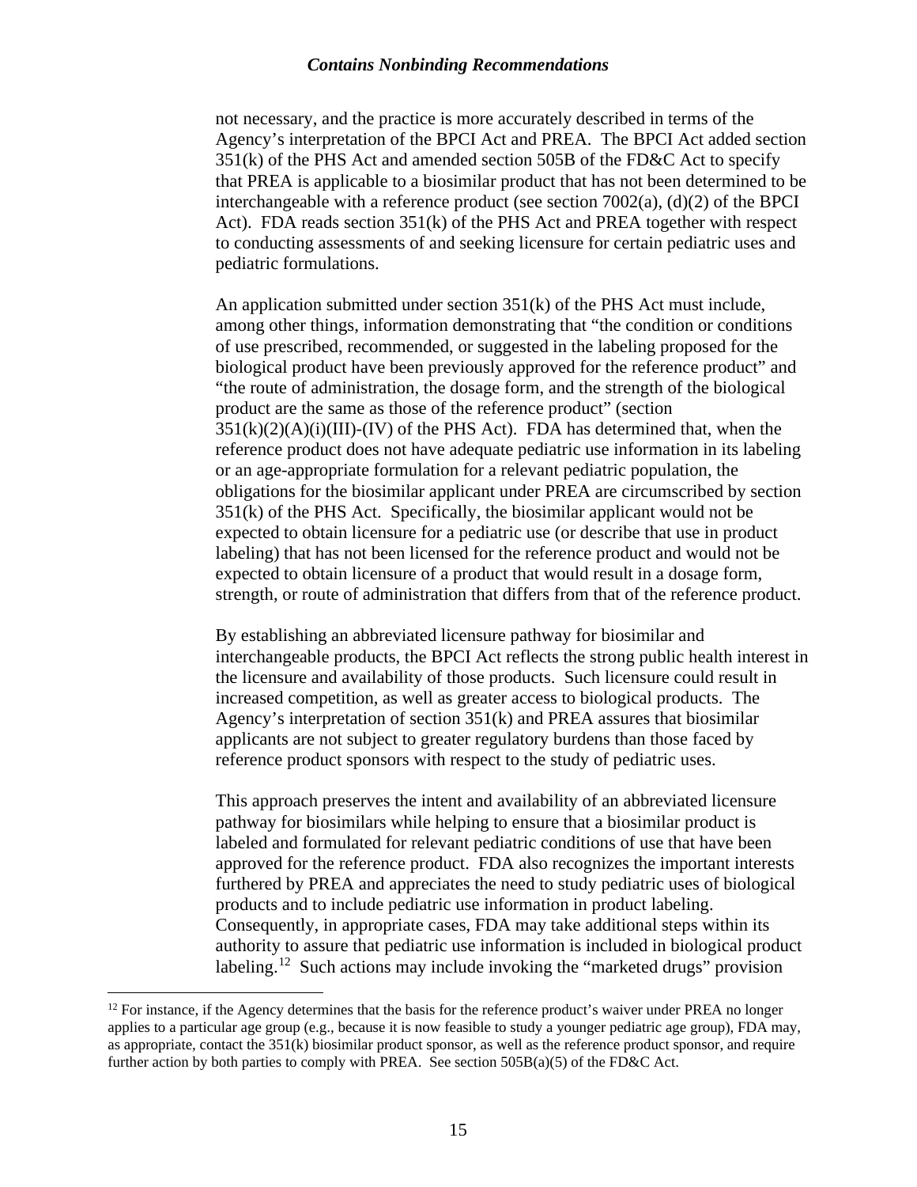not necessary, and the practice is more accurately described in terms of the Agency's interpretation of the BPCI Act and PREA. The BPCI Act added section 351(k) of the PHS Act and amended section 505B of the FD&C Act to specify that PREA is applicable to a biosimilar product that has not been determined to be interchangeable with a reference product (see section 7002(a), (d)(2) of the BPCI Act). FDA reads section 351(k) of the PHS Act and PREA together with respect to conducting assessments of and seeking licensure for certain pediatric uses and pediatric formulations.

An application submitted under section 351(k) of the PHS Act must include, among other things, information demonstrating that "the condition or conditions of use prescribed, recommended, or suggested in the labeling proposed for the biological product have been previously approved for the reference product" and "the route of administration, the dosage form, and the strength of the biological product are the same as those of the reference product" (section 351(k)(2)(A)(i)(III)-(IV) of the PHS Act). FDA has determined that, when the reference product does not have adequate pediatric use information in its labeling or an age-appropriate formulation for a relevant pediatric population, the obligations for the biosimilar applicant under PREA are circumscribed by section 351(k) of the PHS Act. Specifically, the biosimilar applicant would not be expected to obtain licensure for a pediatric use (or describe that use in product labeling) that has not been licensed for the reference product and would not be expected to obtain licensure of a product that would result in a dosage form, strength, or route of administration that differs from that of the reference product.

By establishing an abbreviated licensure pathway for biosimilar and interchangeable products, the BPCI Act reflects the strong public health interest in the licensure and availability of those products. Such licensure could result in increased competition, as well as greater access to biological products. The Agency's interpretation of section 351(k) and PREA assures that biosimilar applicants are not subject to greater regulatory burdens than those faced by reference product sponsors with respect to the study of pediatric uses.

This approach preserves the intent and availability of an abbreviated licensure pathway for biosimilars while helping to ensure that a biosimilar product is labeled and formulated for relevant pediatric conditions of use that have been approved for the reference product. FDA also recognizes the important interests furthered by PREA and appreciates the need to study pediatric uses of biological products and to include pediatric use information in product labeling. Consequently, in appropriate cases, FDA may take additional steps within its authority to assure that pediatric use information is included in biological product labeling.[12] Such actions may include invoking the "marketed drugs" provision

[12] For instance, if the Agency determines that the basis for the reference product's waiver under PREA no longer applies to a particular age group (e.g., because it is now feasible to study a younger pediatric age group), FDA may, as appropriate, contact the 351(k) biosimilar product sponsor, as well as the reference product sponsor, and require further action by both parties to comply with PREA. See section 505B(a)(5) of the FD&C Act.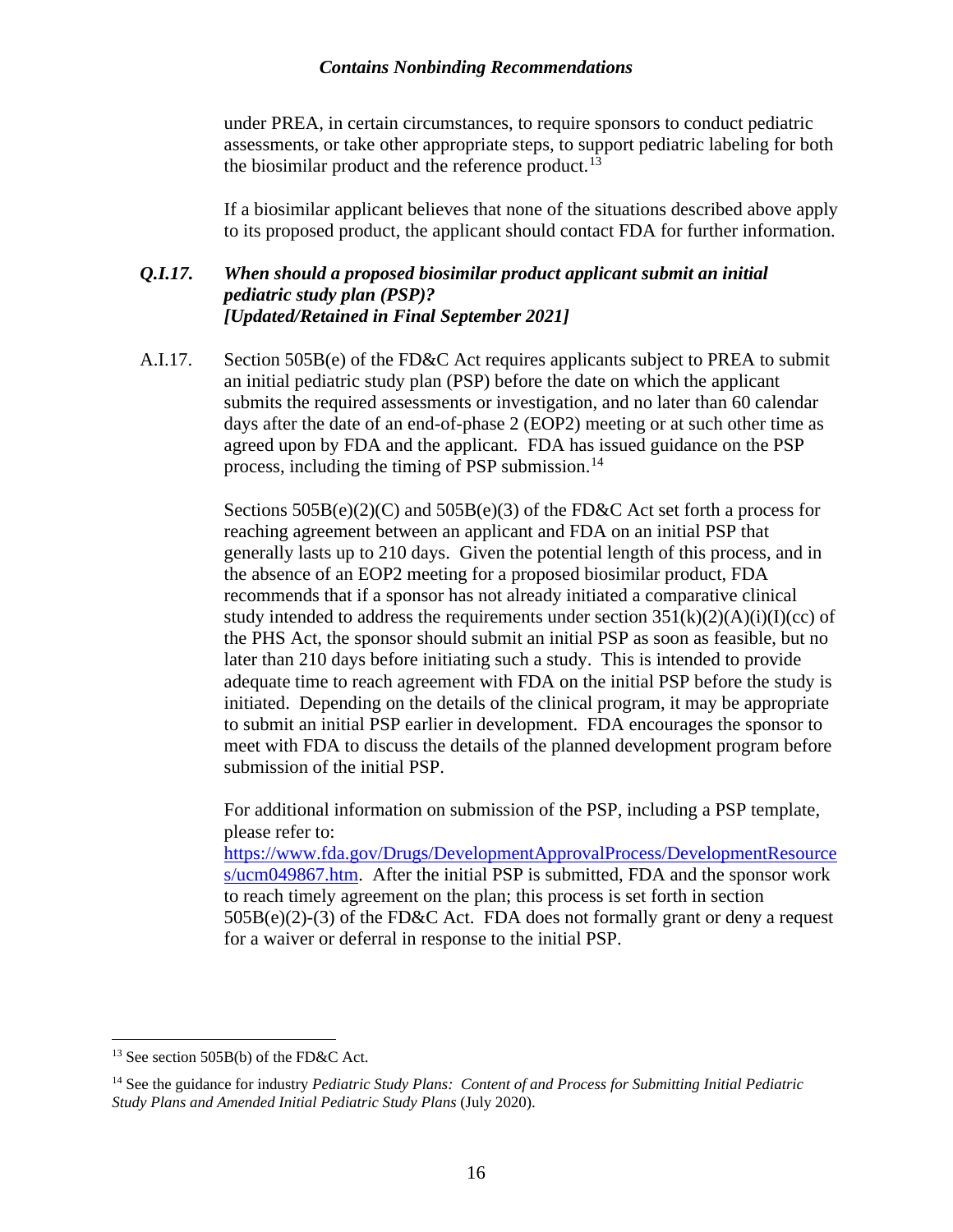under PREA, in certain circumstances, to require sponsors to conduct pediatric assessments, or take other appropriate steps, to support pediatric labeling for both the biosimilar product and the reference product.[13]

If a biosimilar applicant believes that none of the situations described above apply to its proposed product, the applicant should contact FDA for further information.

***Q.I.17. When should a proposed biosimilar product applicant submit an initial pediatric study plan (PSP)? [Updated/Retained in Final September 2021]***

A.I.17. Section 505B(e) of the FD&C Act requires applicants subject to PREA to submit an initial pediatric study plan (PSP) before the date on which the applicant submits the required assessments or investigation, and no later than 60 calendar days after the date of an end-of-phase 2 (EOP2) meeting or at such other time as agreed upon by FDA and the applicant. FDA has issued guidance on the PSP process, including the timing of PSP submission.[14]

Sections 505B(e)(2)(C) and 505B(e)(3) of the FD&C Act set forth a process for reaching agreement between an applicant and FDA on an initial PSP that generally lasts up to 210 days. Given the potential length of this process, and in the absence of an EOP2 meeting for a proposed biosimilar product, FDA recommends that if a sponsor has not already initiated a comparative clinical study intended to address the requirements under section 351(k)(2)(A)(i)(I)(cc) of the PHS Act, the sponsor should submit an initial PSP as soon as feasible, but no later than 210 days before initiating such a study. This is intended to provide adequate time to reach agreement with FDA on the initial PSP before the study is initiated. Depending on the details of the clinical program, it may be appropriate to submit an initial PSP earlier in development. FDA encourages the sponsor to meet with FDA to discuss the details of the planned development program before submission of the initial PSP.

For additional information on submission of the PSP, including a PSP template, please refer to: https://www.fda.gov/Drugs/DevelopmentApprovalProcess/DevelopmentResources/ucm049867.htm. After the initial PSP is submitted, FDA and the sponsor work to reach timely agreement on the plan; this process is set forth in section 505B(e)(2)-(3) of the FD&C Act. FDA does not formally grant or deny a request for a waiver or deferral in response to the initial PSP.

---

[13] See section 505B(b) of the FD&C Act.

[14] See the guidance for industry *Pediatric Study Plans: Content of and Process for Submitting Initial Pediatric Study Plans and Amended Initial Pediatric Study Plans* (July 2020).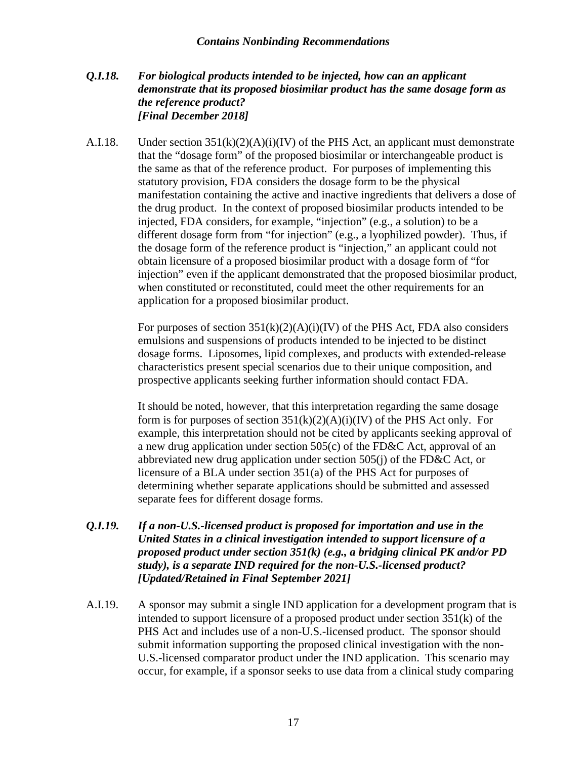***Q.I.18. For biological products intended to be injected, how can an applicant demonstrate that its proposed biosimilar product has the same dosage form as the reference product? [Final December 2018]***

A.I.18. Under section 351(k)(2)(A)(i)(IV) of the PHS Act, an applicant must demonstrate that the "dosage form" of the proposed biosimilar or interchangeable product is the same as that of the reference product. For purposes of implementing this statutory provision, FDA considers the dosage form to be the physical manifestation containing the active and inactive ingredients that delivers a dose of the drug product. In the context of proposed biosimilar products intended to be injected, FDA considers, for example, "injection" (e.g., a solution) to be a different dosage form from "for injection" (e.g., a lyophilized powder). Thus, if the dosage form of the reference product is "injection," an applicant could not obtain licensure of a proposed biosimilar product with a dosage form of "for injection" even if the applicant demonstrated that the proposed biosimilar product, when constituted or reconstituted, could meet the other requirements for an application for a proposed biosimilar product.

For purposes of section 351(k)(2)(A)(i)(IV) of the PHS Act, FDA also considers emulsions and suspensions of products intended to be injected to be distinct dosage forms. Liposomes, lipid complexes, and products with extended-release characteristics present special scenarios due to their unique composition, and prospective applicants seeking further information should contact FDA.

It should be noted, however, that this interpretation regarding the same dosage form is for purposes of section 351(k)(2)(A)(i)(IV) of the PHS Act only. For example, this interpretation should not be cited by applicants seeking approval of a new drug application under section 505(c) of the FD&C Act, approval of an abbreviated new drug application under section 505(j) of the FD&C Act, or licensure of a BLA under section 351(a) of the PHS Act for purposes of determining whether separate applications should be submitted and assessed separate fees for different dosage forms.

***Q.I.19. If a non-U.S.-licensed product is proposed for importation and use in the United States in a clinical investigation intended to support licensure of a proposed product under section 351(k) (e.g., a bridging clinical PK and/or PD study), is a separate IND required for the non-U.S.-licensed product? [Updated/Retained in Final September 2021]***

A.I.19. A sponsor may submit a single IND application for a development program that is intended to support licensure of a proposed product under section 351(k) of the PHS Act and includes use of a non-U.S.-licensed product. The sponsor should submit information supporting the proposed clinical investigation with the non-U.S.-licensed comparator product under the IND application. This scenario may occur, for example, if a sponsor seeks to use data from a clinical study comparing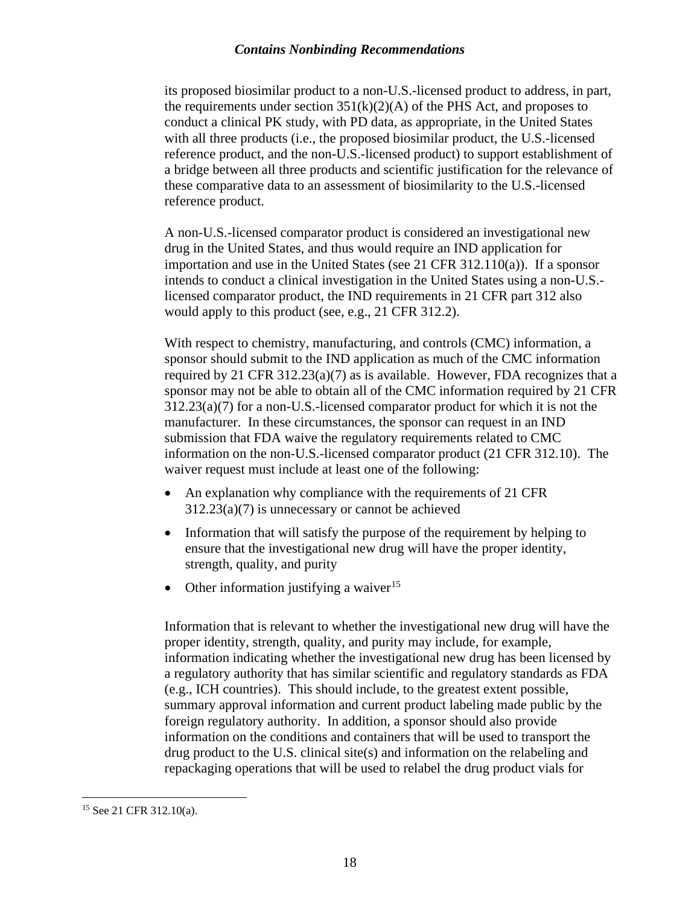its proposed biosimilar product to a non-U.S.-licensed product to address, in part, the requirements under section 351(k)(2)(A) of the PHS Act, and proposes to conduct a clinical PK study, with PD data, as appropriate, in the United States with all three products (i.e., the proposed biosimilar product, the U.S.-licensed reference product, and the non-U.S.-licensed product) to support establishment of a bridge between all three products and scientific justification for the relevance of these comparative data to an assessment of biosimilarity to the U.S.-licensed reference product.

A non-U.S.-licensed comparator product is considered an investigational new drug in the United States, and thus would require an IND application for importation and use in the United States (see 21 CFR 312.110(a)). If a sponsor intends to conduct a clinical investigation in the United States using a non-U.S.-licensed comparator product, the IND requirements in 21 CFR part 312 also would apply to this product (see, e.g., 21 CFR 312.2).

With respect to chemistry, manufacturing, and controls (CMC) information, a sponsor should submit to the IND application as much of the CMC information required by 21 CFR 312.23(a)(7) as is available. However, FDA recognizes that a sponsor may not be able to obtain all of the CMC information required by 21 CFR 312.23(a)(7) for a non-U.S.-licensed comparator product for which it is not the manufacturer. In these circumstances, the sponsor can request in an IND submission that FDA waive the regulatory requirements related to CMC information on the non-U.S.-licensed comparator product (21 CFR 312.10). The waiver request must include at least one of the following:

- An explanation why compliance with the requirements of 21 CFR 312.23(a)(7) is unnecessary or cannot be achieved
- Information that will satisfy the purpose of the requirement by helping to ensure that the investigational new drug will have the proper identity, strength, quality, and purity
- Other information justifying a waiver[15]

Information that is relevant to whether the investigational new drug will have the proper identity, strength, quality, and purity may include, for example, information indicating whether the investigational new drug has been licensed by a regulatory authority that has similar scientific and regulatory standards as FDA (e.g., ICH countries). This should include, to the greatest extent possible, summary approval information and current product labeling made public by the foreign regulatory authority. In addition, a sponsor should also provide information on the conditions and containers that will be used to transport the drug product to the U.S. clinical site(s) and information on the relabeling and repackaging operations that will be used to relabel the drug product vials for

[15] See 21 CFR 312.10(a).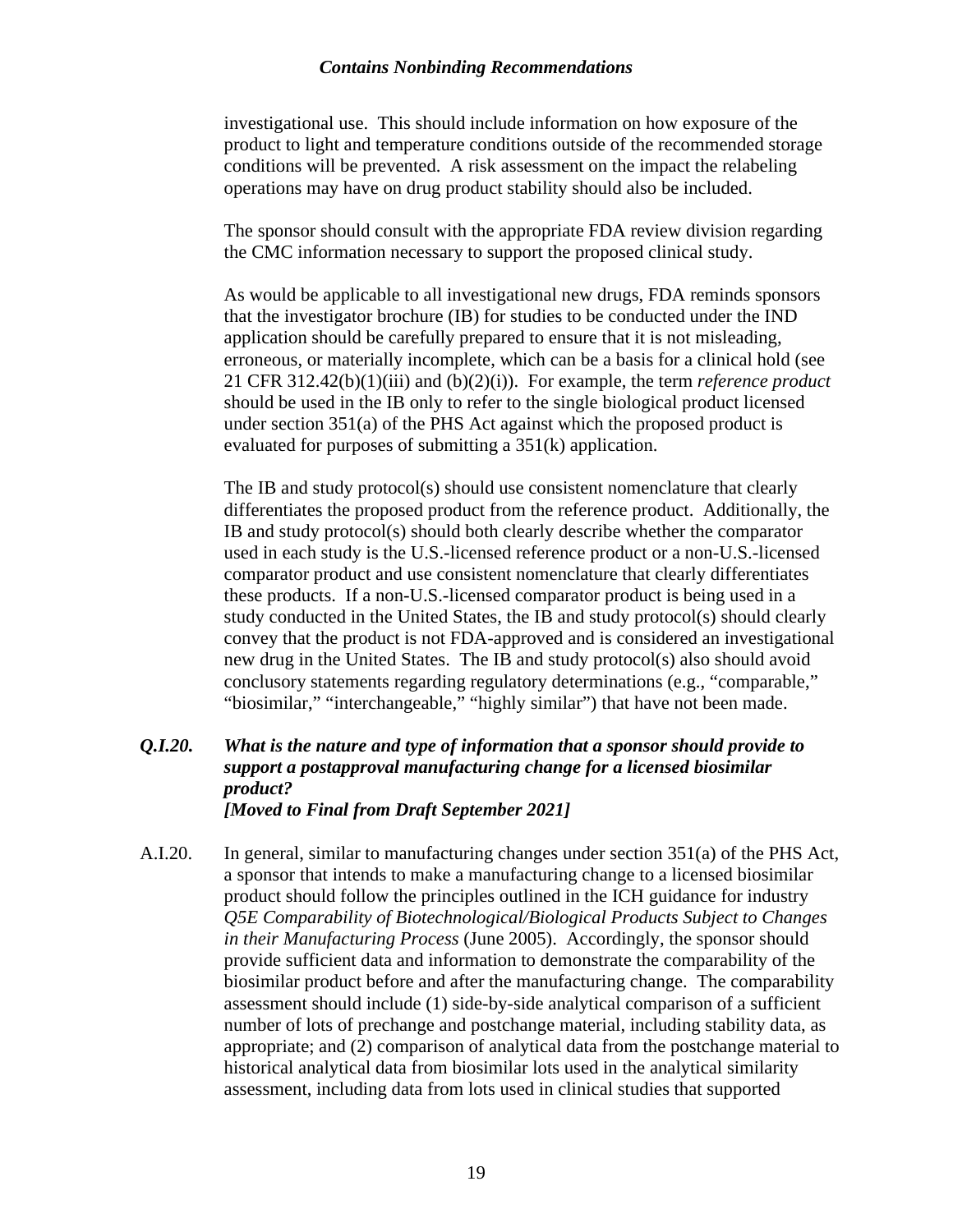investigational use. This should include information on how exposure of the product to light and temperature conditions outside of the recommended storage conditions will be prevented. A risk assessment on the impact the relabeling operations may have on drug product stability should also be included.

The sponsor should consult with the appropriate FDA review division regarding the CMC information necessary to support the proposed clinical study.

As would be applicable to all investigational new drugs, FDA reminds sponsors that the investigator brochure (IB) for studies to be conducted under the IND application should be carefully prepared to ensure that it is not misleading, erroneous, or materially incomplete, which can be a basis for a clinical hold (see 21 CFR 312.42(b)(1)(iii) and (b)(2)(i)). For example, the term *reference product* should be used in the IB only to refer to the single biological product licensed under section 351(a) of the PHS Act against which the proposed product is evaluated for purposes of submitting a 351(k) application.

The IB and study protocol(s) should use consistent nomenclature that clearly differentiates the proposed product from the reference product. Additionally, the IB and study protocol(s) should both clearly describe whether the comparator used in each study is the U.S.-licensed reference product or a non-U.S.-licensed comparator product and use consistent nomenclature that clearly differentiates these products. If a non-U.S.-licensed comparator product is being used in a study conducted in the United States, the IB and study protocol(s) should clearly convey that the product is not FDA-approved and is considered an investigational new drug in the United States. The IB and study protocol(s) also should avoid conclusory statements regarding regulatory determinations (e.g., "comparable," "biosimilar," "interchangeable," "highly similar") that have not been made.

***Q.I.20. What is the nature and type of information that a sponsor should provide to support a postapproval manufacturing change for a licensed biosimilar product?***
***[Moved to Final from Draft September 2021]***

A.I.20. In general, similar to manufacturing changes under section 351(a) of the PHS Act, a sponsor that intends to make a manufacturing change to a licensed biosimilar product should follow the principles outlined in the ICH guidance for industry *Q5E Comparability of Biotechnological/Biological Products Subject to Changes in their Manufacturing Process* (June 2005). Accordingly, the sponsor should provide sufficient data and information to demonstrate the comparability of the biosimilar product before and after the manufacturing change. The comparability assessment should include (1) side-by-side analytical comparison of a sufficient number of lots of prechange and postchange material, including stability data, as appropriate; and (2) comparison of analytical data from the postchange material to historical analytical data from biosimilar lots used in the analytical similarity assessment, including data from lots used in clinical studies that supported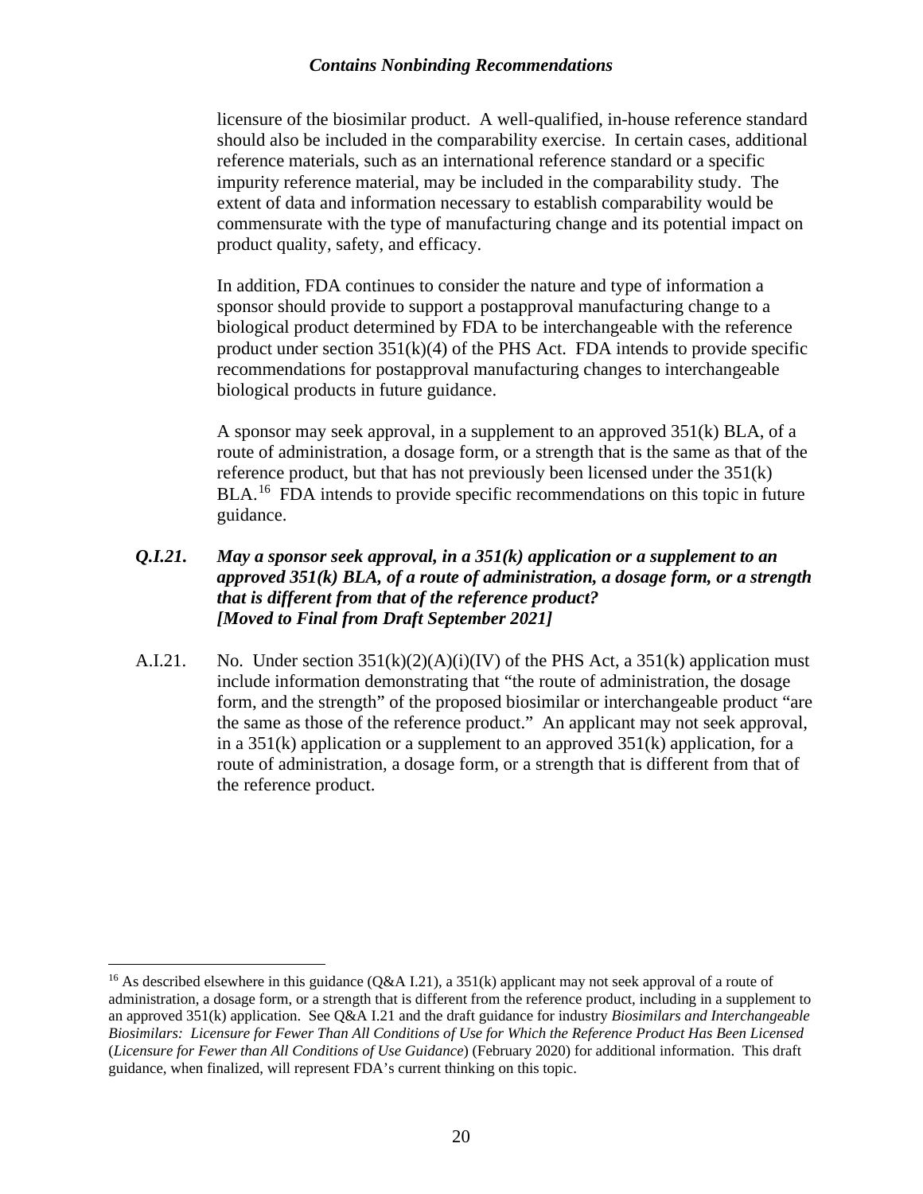licensure of the biosimilar product. A well-qualified, in-house reference standard should also be included in the comparability exercise. In certain cases, additional reference materials, such as an international reference standard or a specific impurity reference material, may be included in the comparability study. The extent of data and information necessary to establish comparability would be commensurate with the type of manufacturing change and its potential impact on product quality, safety, and efficacy.

In addition, FDA continues to consider the nature and type of information a sponsor should provide to support a postapproval manufacturing change to a biological product determined by FDA to be interchangeable with the reference product under section 351(k)(4) of the PHS Act. FDA intends to provide specific recommendations for postapproval manufacturing changes to interchangeable biological products in future guidance.

A sponsor may seek approval, in a supplement to an approved 351(k) BLA, of a route of administration, a dosage form, or a strength that is the same as that of the reference product, but that has not previously been licensed under the 351(k) BLA.[16] FDA intends to provide specific recommendations on this topic in future guidance.

***Q.I.21. May a sponsor seek approval, in a 351(k) application or a supplement to an approved 351(k) BLA, of a route of administration, a dosage form, or a strength that is different from that of the reference product? [Moved to Final from Draft September 2021]***

A.I.21. No. Under section 351(k)(2)(A)(i)(IV) of the PHS Act, a 351(k) application must include information demonstrating that "the route of administration, the dosage form, and the strength" of the proposed biosimilar or interchangeable product "are the same as those of the reference product." An applicant may not seek approval, in a 351(k) application or a supplement to an approved 351(k) application, for a route of administration, a dosage form, or a strength that is different from that of the reference product.

---

[16] As described elsewhere in this guidance (Q&A I.21), a 351(k) applicant may not seek approval of a route of administration, a dosage form, or a strength that is different from the reference product, including in a supplement to an approved 351(k) application. See Q&A I.21 and the draft guidance for industry *Biosimilars and Interchangeable Biosimilars: Licensure for Fewer Than All Conditions of Use for Which the Reference Product Has Been Licensed* (*Licensure for Fewer than All Conditions of Use Guidance*) (February 2020) for additional information. This draft guidance, when finalized, will represent FDA's current thinking on this topic.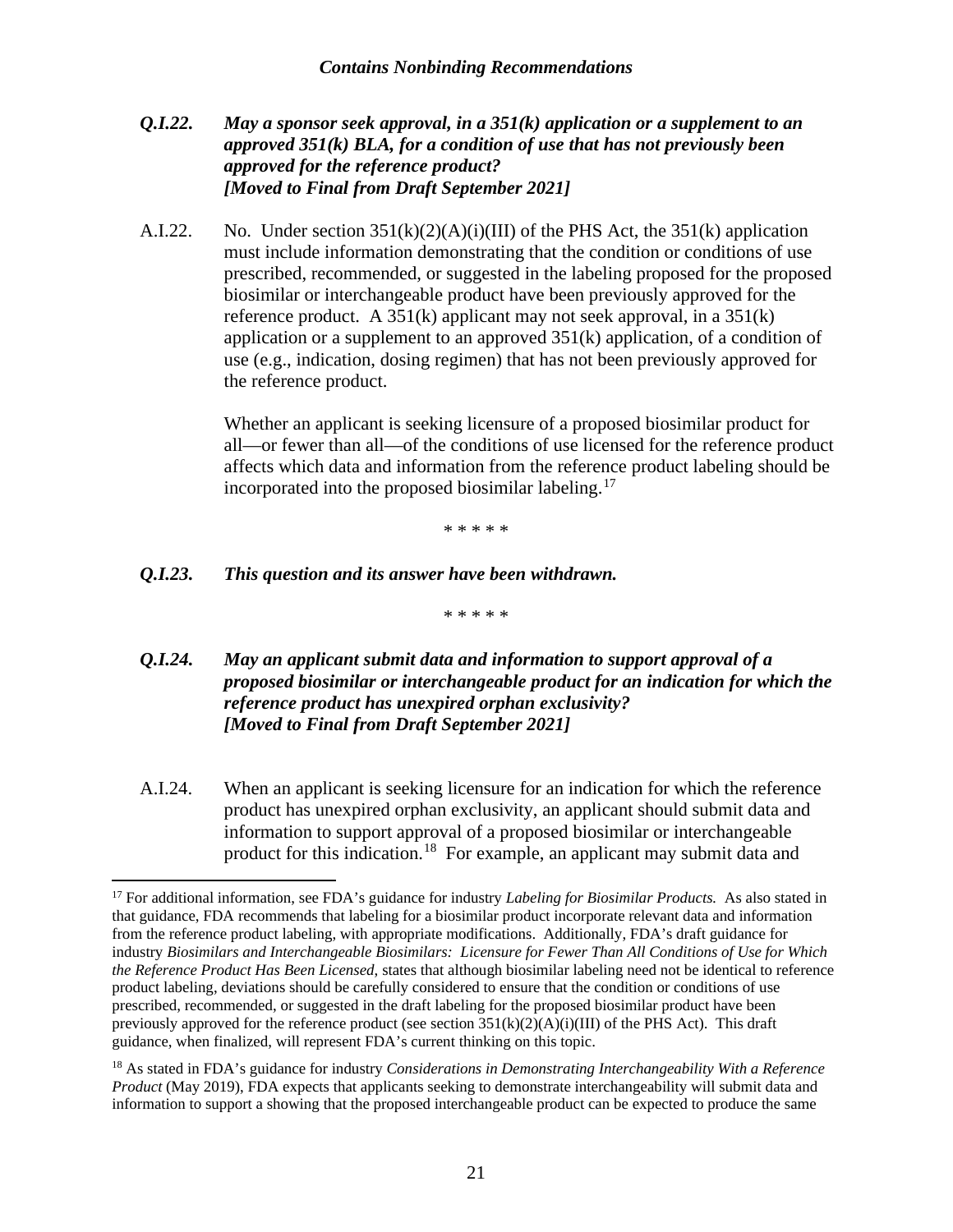***Q.I.22. May a sponsor seek approval, in a 351(k) application or a supplement to an approved 351(k) BLA, for a condition of use that has not previously been approved for the reference product?***
***[Moved to Final from Draft September 2021]***

A.I.22. No. Under section 351(k)(2)(A)(i)(III) of the PHS Act, the 351(k) application must include information demonstrating that the condition or conditions of use prescribed, recommended, or suggested in the labeling proposed for the proposed biosimilar or interchangeable product have been previously approved for the reference product. A 351(k) applicant may not seek approval, in a 351(k) application or a supplement to an approved 351(k) application, of a condition of use (e.g., indication, dosing regimen) that has not been previously approved for the reference product.

Whether an applicant is seeking licensure of a proposed biosimilar product for all—or fewer than all—of the conditions of use licensed for the reference product affects which data and information from the reference product labeling should be incorporated into the proposed biosimilar labeling.[17]

\* \* \* \* \*

***Q.I.23. This question and its answer have been withdrawn.***

\* \* \* \* \*

***Q.I.24. May an applicant submit data and information to support approval of a proposed biosimilar or interchangeable product for an indication for which the reference product has unexpired orphan exclusivity?***
***[Moved to Final from Draft September 2021]***

A.I.24. When an applicant is seeking licensure for an indication for which the reference product has unexpired orphan exclusivity, an applicant should submit data and information to support approval of a proposed biosimilar or interchangeable product for this indication.[18] For example, an applicant may submit data and

---

[17] For additional information, see FDA's guidance for industry *Labeling for Biosimilar Products.* As also stated in that guidance, FDA recommends that labeling for a biosimilar product incorporate relevant data and information from the reference product labeling, with appropriate modifications. Additionally, FDA's draft guidance for industry *Biosimilars and Interchangeable Biosimilars: Licensure for Fewer Than All Conditions of Use for Which the Reference Product Has Been Licensed*, states that although biosimilar labeling need not be identical to reference product labeling, deviations should be carefully considered to ensure that the condition or conditions of use prescribed, recommended, or suggested in the draft labeling for the proposed biosimilar product have been previously approved for the reference product (see section 351(k)(2)(A)(i)(III) of the PHS Act). This draft guidance, when finalized, will represent FDA's current thinking on this topic.

[18] As stated in FDA's guidance for industry *Considerations in Demonstrating Interchangeability With a Reference Product* (May 2019), FDA expects that applicants seeking to demonstrate interchangeability will submit data and information to support a showing that the proposed interchangeable product can be expected to produce the same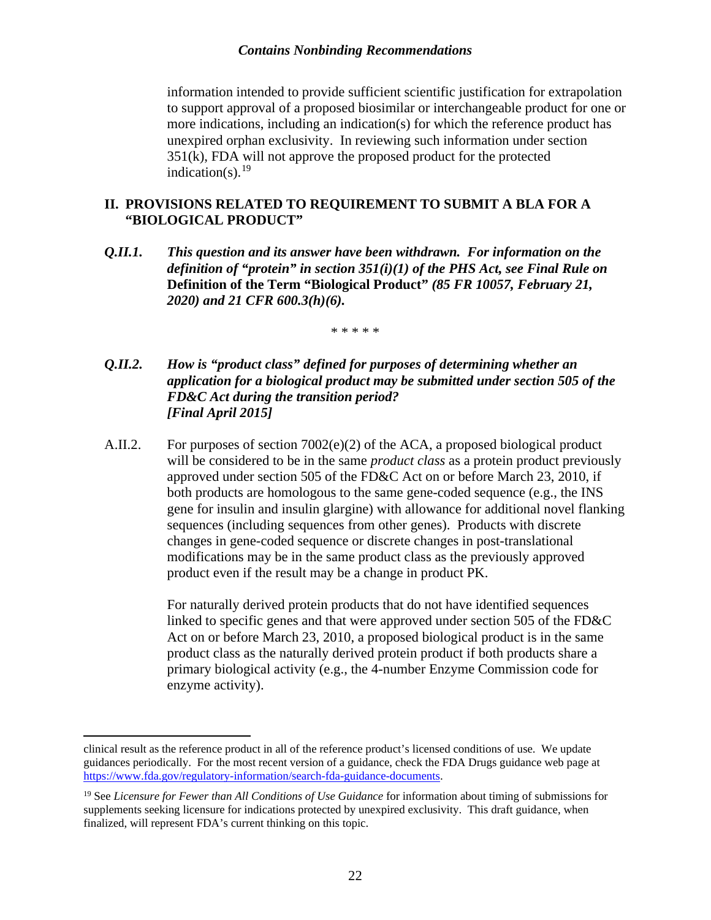information intended to provide sufficient scientific justification for extrapolation to support approval of a proposed biosimilar or interchangeable product for one or more indications, including an indication(s) for which the reference product has unexpired orphan exclusivity. In reviewing such information under section 351(k), FDA will not approve the proposed product for the protected indication(s).[19]

## II. PROVISIONS RELATED TO REQUIREMENT TO SUBMIT A BLA FOR A "BIOLOGICAL PRODUCT"

***Q.II.1. This question and its answer have been withdrawn. For information on the definition of "protein" in section 351(i)(1) of the PHS Act, see Final Rule on* Definition of the Term "Biological Product"** ***(85 FR 10057, February 21, 2020) and 21 CFR 600.3(h)(6).***

\* \* \* \* \*

***Q.II.2. How is "product class" defined for purposes of determining whether an application for a biological product may be submitted under section 505 of the FD&C Act during the transition period? [Final April 2015]***

A.II.2. For purposes of section 7002(e)(2) of the ACA, a proposed biological product will be considered to be in the same *product class* as a protein product previously approved under section 505 of the FD&C Act on or before March 23, 2010, if both products are homologous to the same gene-coded sequence (e.g., the INS gene for insulin and insulin glargine) with allowance for additional novel flanking sequences (including sequences from other genes). Products with discrete changes in gene-coded sequence or discrete changes in post-translational modifications may be in the same product class as the previously approved product even if the result may be a change in product PK.

For naturally derived protein products that do not have identified sequences linked to specific genes and that were approved under section 505 of the FD&C Act on or before March 23, 2010, a proposed biological product is in the same product class as the naturally derived protein product if both products share a primary biological activity (e.g., the 4-number Enzyme Commission code for enzyme activity).

---

clinical result as the reference product in all of the reference product's licensed conditions of use. We update guidances periodically. For the most recent version of a guidance, check the FDA Drugs guidance web page at https://www.fda.gov/regulatory-information/search-fda-guidance-documents.

[19] See *Licensure for Fewer than All Conditions of Use Guidance* for information about timing of submissions for supplements seeking licensure for indications protected by unexpired exclusivity. This draft guidance, when finalized, will represent FDA's current thinking on this topic.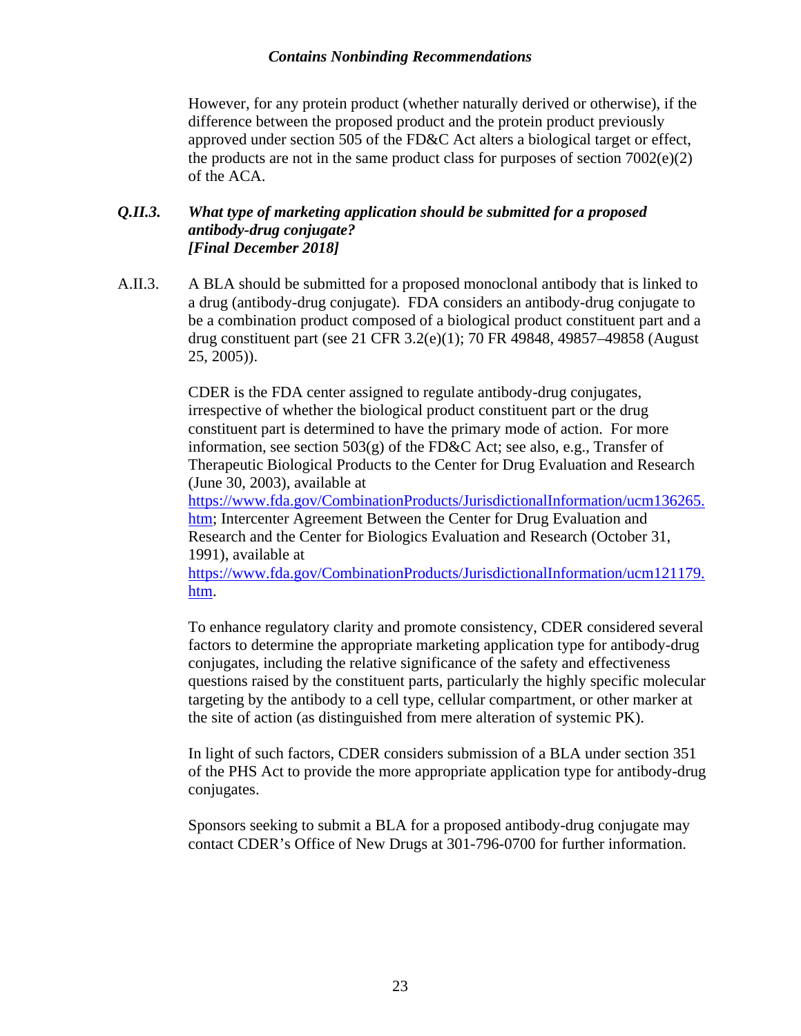However, for any protein product (whether naturally derived or otherwise), if the difference between the proposed product and the protein product previously approved under section 505 of the FD&C Act alters a biological target or effect, the products are not in the same product class for purposes of section 7002(e)(2) of the ACA.

***Q.II.3. What type of marketing application should be submitted for a proposed antibody-drug conjugate? [Final December 2018]***

A.II.3. A BLA should be submitted for a proposed monoclonal antibody that is linked to a drug (antibody-drug conjugate). FDA considers an antibody-drug conjugate to be a combination product composed of a biological product constituent part and a drug constituent part (see 21 CFR 3.2(e)(1); 70 FR 49848, 49857–49858 (August 25, 2005)).

CDER is the FDA center assigned to regulate antibody-drug conjugates, irrespective of whether the biological product constituent part or the drug constituent part is determined to have the primary mode of action. For more information, see section 503(g) of the FD&C Act; see also, e.g., Transfer of Therapeutic Biological Products to the Center for Drug Evaluation and Research (June 30, 2003), available at [https://www.fda.gov/CombinationProducts/JurisdictionalInformation/ucm136265.htm](https://www.fda.gov/CombinationProducts/JurisdictionalInformation/ucm136265.htm); Intercenter Agreement Between the Center for Drug Evaluation and Research and the Center for Biologics Evaluation and Research (October 31, 1991), available at [https://www.fda.gov/CombinationProducts/JurisdictionalInformation/ucm121179.htm](https://www.fda.gov/CombinationProducts/JurisdictionalInformation/ucm121179.htm).

To enhance regulatory clarity and promote consistency, CDER considered several factors to determine the appropriate marketing application type for antibody-drug conjugates, including the relative significance of the safety and effectiveness questions raised by the constituent parts, particularly the highly specific molecular targeting by the antibody to a cell type, cellular compartment, or other marker at the site of action (as distinguished from mere alteration of systemic PK).

In light of such factors, CDER considers submission of a BLA under section 351 of the PHS Act to provide the more appropriate application type for antibody-drug conjugates.

Sponsors seeking to submit a BLA for a proposed antibody-drug conjugate may contact CDER's Office of New Drugs at 301-796-0700 for further information.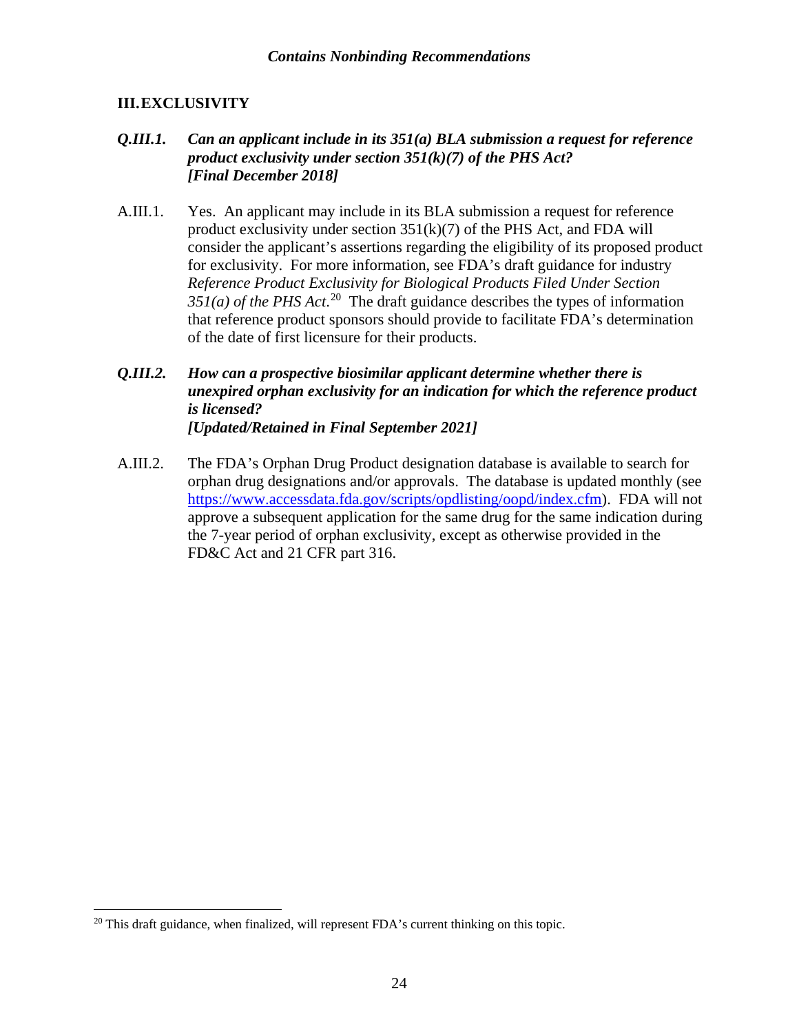## III. EXCLUSIVITY

***Q.III.1. Can an applicant include in its 351(a) BLA submission a request for reference product exclusivity under section 351(k)(7) of the PHS Act? [Final December 2018]***

A.III.1. Yes. An applicant may include in its BLA submission a request for reference product exclusivity under section 351(k)(7) of the PHS Act, and FDA will consider the applicant's assertions regarding the eligibility of its proposed product for exclusivity. For more information, see FDA's draft guidance for industry *Reference Product Exclusivity for Biological Products Filed Under Section 351(a) of the PHS Act*.[20] The draft guidance describes the types of information that reference product sponsors should provide to facilitate FDA's determination of the date of first licensure for their products.

***Q.III.2. How can a prospective biosimilar applicant determine whether there is unexpired orphan exclusivity for an indication for which the reference product is licensed? [Updated/Retained in Final September 2021]***

A.III.2. The FDA's Orphan Drug Product designation database is available to search for orphan drug designations and/or approvals. The database is updated monthly (see https://www.accessdata.fda.gov/scripts/opdlisting/oopd/index.cfm). FDA will not approve a subsequent application for the same drug for the same indication during the 7-year period of orphan exclusivity, except as otherwise provided in the FD&C Act and 21 CFR part 316.

---

[20] This draft guidance, when finalized, will represent FDA's current thinking on this topic.